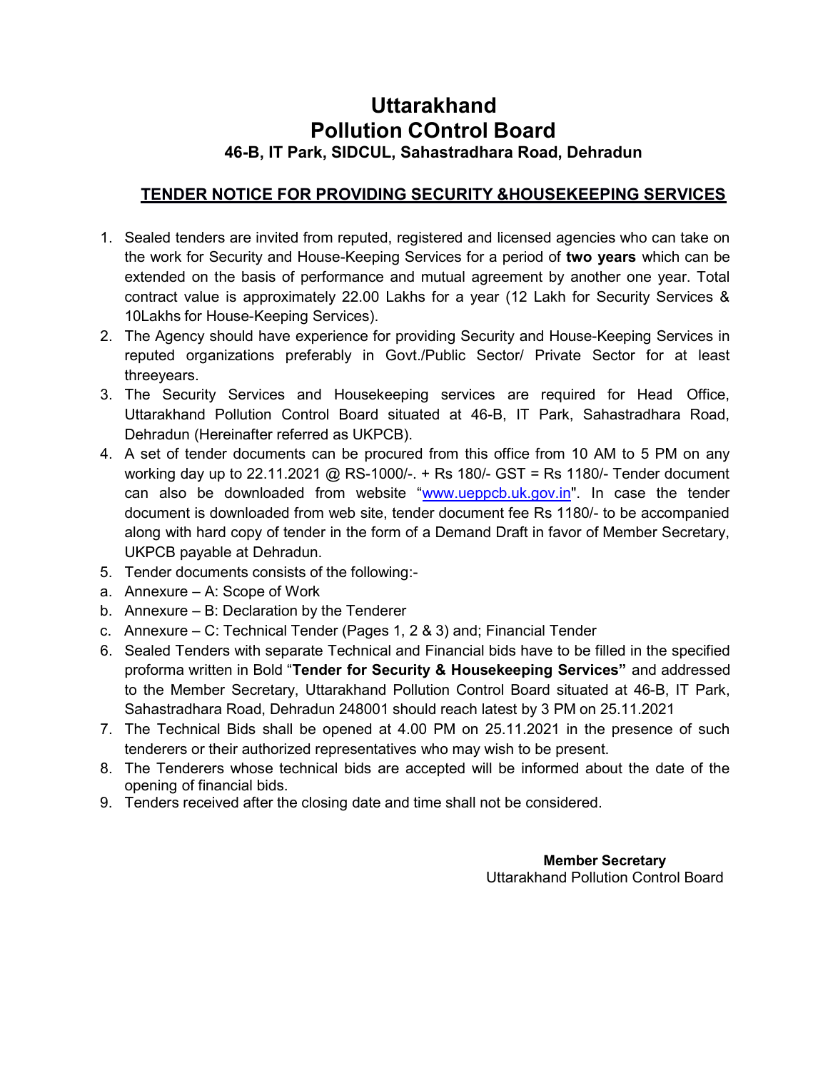# Uttarakhand
# Pollution COntrol Board
### 46-B, IT Park, SIDCUL, Sahastradhara Road, Dehradun

## TENDER NOTICE FOR PROVIDING SECURITY &HOUSEKEEPING SERVICES

1. Sealed tenders are invited from reputed, registered and licensed agencies who can take on the work for Security and House-Keeping Services for a period of **two years** which can be extended on the basis of performance and mutual agreement by another one year. Total contract value is approximately 22.00 Lakhs for a year (12 Lakh for Security Services & 10Lakhs for House-Keeping Services).
2. The Agency should have experience for providing Security and House-Keeping Services in reputed organizations preferably in Govt./Public Sector/ Private Sector for at least threeyears.
3. The Security Services and Housekeeping services are required for Head Office, Uttarakhand Pollution Control Board situated at 46-B, IT Park, Sahastradhara Road, Dehradun (Hereinafter referred as UKPCB).
4. A set of tender documents can be procured from this office from 10 AM to 5 PM on any working day up to 22.11.2021 @ RS-1000/-. + Rs 180/- GST = Rs 1180/- Tender document can also be downloaded from website "www.ueppcb.uk.gov.in". In case the tender document is downloaded from web site, tender document fee Rs 1180/- to be accompanied along with hard copy of tender in the form of a Demand Draft in favor of Member Secretary, UKPCB payable at Dehradun.
5. Tender documents consists of the following:-

a. Annexure – A: Scope of Work
b. Annexure – B: Declaration by the Tenderer
c. Annexure – C: Technical Tender (Pages 1, 2 & 3) and; Financial Tender

6. Sealed Tenders with separate Technical and Financial bids have to be filled in the specified proforma written in Bold "**Tender for Security & Housekeeping Services"** and addressed to the Member Secretary, Uttarakhand Pollution Control Board situated at 46-B, IT Park, Sahastradhara Road, Dehradun 248001 should reach latest by 3 PM on 25.11.2021
7. The Technical Bids shall be opened at 4.00 PM on 25.11.2021 in the presence of such tenderers or their authorized representatives who may wish to be present.
8. The Tenderers whose technical bids are accepted will be informed about the date of the opening of financial bids.
9. Tenders received after the closing date and time shall not be considered.

**Member Secretary**
Uttarakhand Pollution Control Board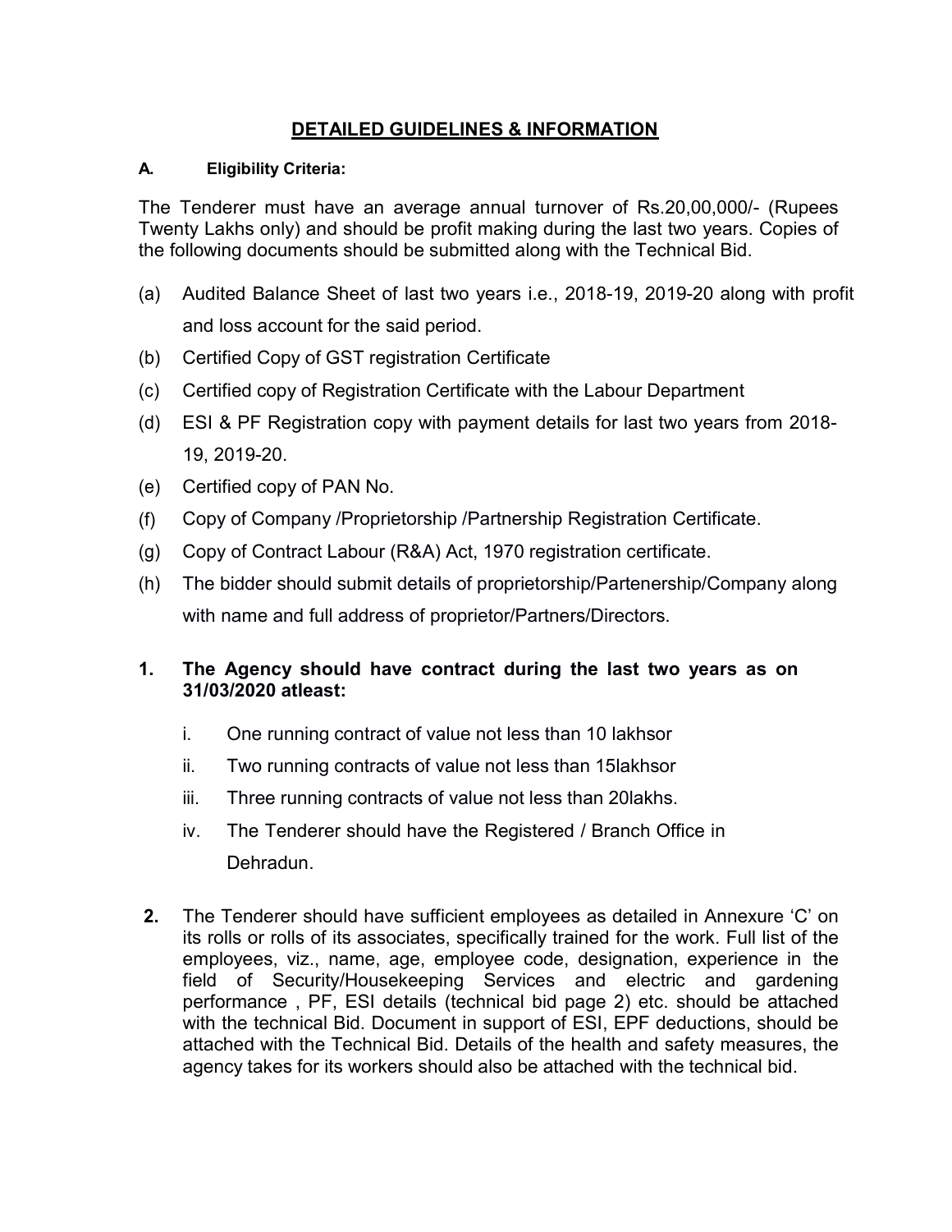# DETAILED GUIDELINES & INFORMATION

**A. Eligibility Criteria:**

The Tenderer must have an average annual turnover of Rs.20,00,000/- (Rupees Twenty Lakhs only) and should be profit making during the last two years. Copies of the following documents should be submitted along with the Technical Bid.

(a) Audited Balance Sheet of last two years i.e., 2018-19, 2019-20 along with profit and loss account for the said period.

(b) Certified Copy of GST registration Certificate

(c) Certified copy of Registration Certificate with the Labour Department

(d) ESI & PF Registration copy with payment details for last two years from 2018-19, 2019-20.

(e) Certified copy of PAN No.

(f) Copy of Company /Proprietorship /Partnership Registration Certificate.

(g) Copy of Contract Labour (R&A) Act, 1970 registration certificate.

(h) The bidder should submit details of proprietorship/Partenership/Company along with name and full address of proprietor/Partners/Directors.

**1. The Agency should have contract during the last two years as on 31/03/2020 atleast:**

i. One running contract of value not less than 10 lakhsor

ii. Two running contracts of value not less than 15lakhsor

iii. Three running contracts of value not less than 20lakhs.

iv. The Tenderer should have the Registered / Branch Office in Dehradun.

**2.** The Tenderer should have sufficient employees as detailed in Annexure 'C' on its rolls or rolls of its associates, specifically trained for the work. Full list of the employees, viz., name, age, employee code, designation, experience in the field of Security/Housekeeping Services and electric and gardening performance , PF, ESI details (technical bid page 2) etc. should be attached with the technical Bid. Document in support of ESI, EPF deductions, should be attached with the Technical Bid. Details of the health and safety measures, the agency takes for its workers should also be attached with the technical bid.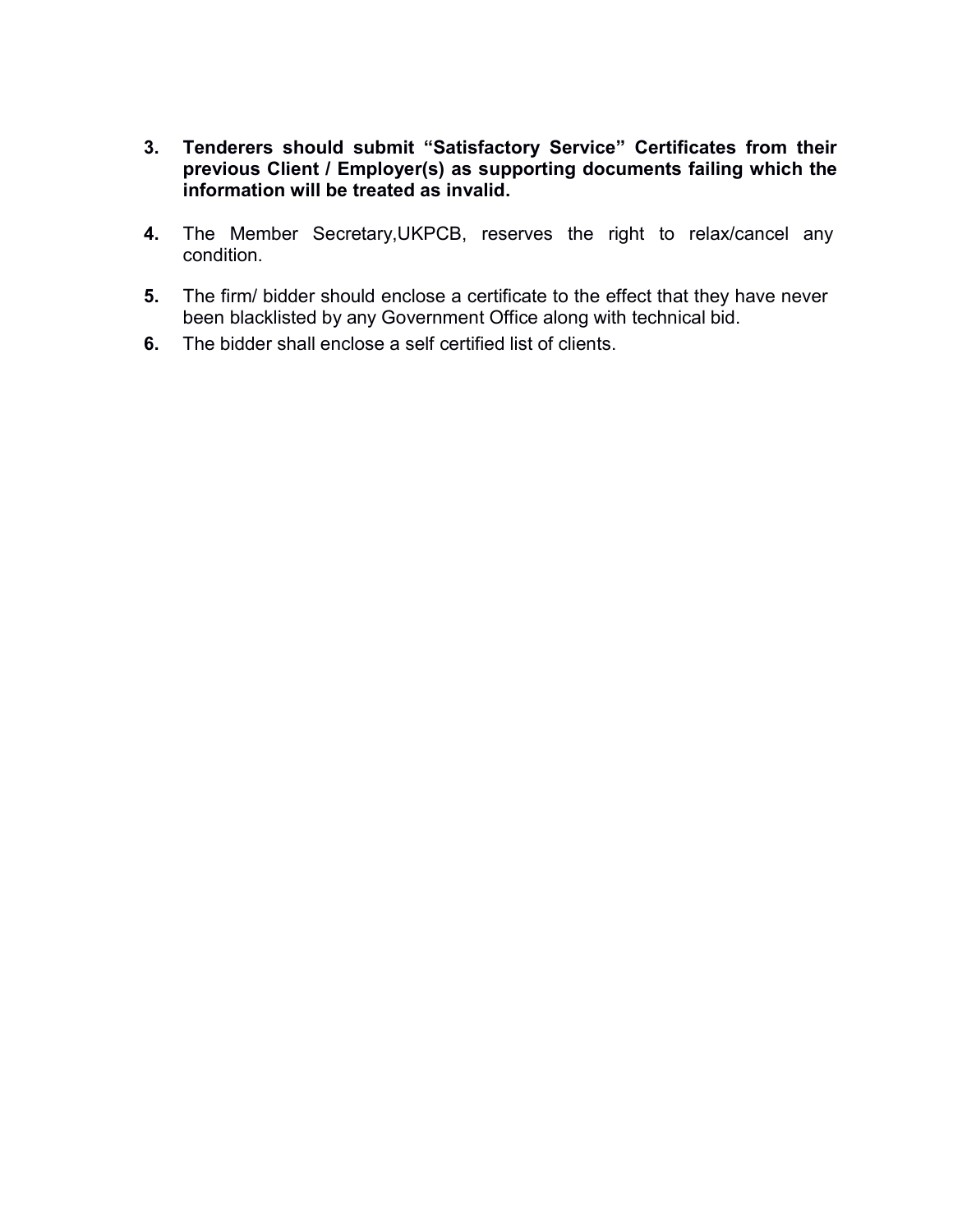3. **Tenderers should submit "Satisfactory Service" Certificates from their previous Client / Employer(s) as supporting documents failing which the information will be treated as invalid.**

4. The Member Secretary,UKPCB, reserves the right to relax/cancel any condition.

5. The firm/ bidder should enclose a certificate to the effect that they have never been blacklisted by any Government Office along with technical bid.

6. The bidder shall enclose a self certified list of clients.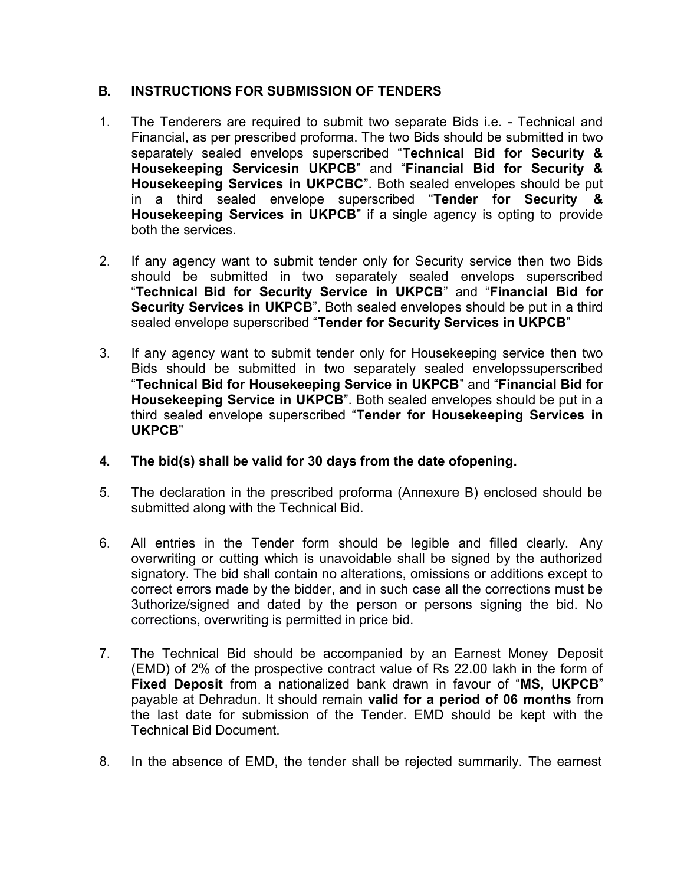## B. INSTRUCTIONS FOR SUBMISSION OF TENDERS

1. The Tenderers are required to submit two separate Bids i.e. - Technical and Financial, as per prescribed proforma. The two Bids should be submitted in two separately sealed envelops superscribed "**Technical Bid for Security & Housekeeping Servicesin UKPCB**" and "**Financial Bid for Security & Housekeeping Services in UKPCBC**". Both sealed envelopes should be put in a third sealed envelope superscribed "**Tender for Security & Housekeeping Services in UKPCB**" if a single agency is opting to provide both the services.

2. If any agency want to submit tender only for Security service then two Bids should be submitted in two separately sealed envelops superscribed "**Technical Bid for Security Service in UKPCB**" and "**Financial Bid for Security Services in UKPCB**". Both sealed envelopes should be put in a third sealed envelope superscribed "**Tender for Security Services in UKPCB**"

3. If any agency want to submit tender only for Housekeeping service then two Bids should be submitted in two separately sealed envelopssuperscribed "**Technical Bid for Housekeeping Service in UKPCB**" and "**Financial Bid for Housekeeping Service in UKPCB**". Both sealed envelopes should be put in a third sealed envelope superscribed "**Tender for Housekeeping Services in UKPCB**"

4. **The bid(s) shall be valid for 30 days from the date ofopening.**

5. The declaration in the prescribed proforma (Annexure B) enclosed should be submitted along with the Technical Bid.

6. All entries in the Tender form should be legible and filled clearly. Any overwriting or cutting which is unavoidable shall be signed by the authorized signatory. The bid shall contain no alterations, omissions or additions except to correct errors made by the bidder, and in such case all the corrections must be 3uthorize/signed and dated by the person or persons signing the bid. No corrections, overwriting is permitted in price bid.

7. The Technical Bid should be accompanied by an Earnest Money Deposit (EMD) of 2% of the prospective contract value of Rs 22.00 lakh in the form of **Fixed Deposit** from a nationalized bank drawn in favour of "**MS, UKPCB**" payable at Dehradun. It should remain **valid for a period of 06 months** from the last date for submission of the Tender. EMD should be kept with the Technical Bid Document.

8. In the absence of EMD, the tender shall be rejected summarily. The earnest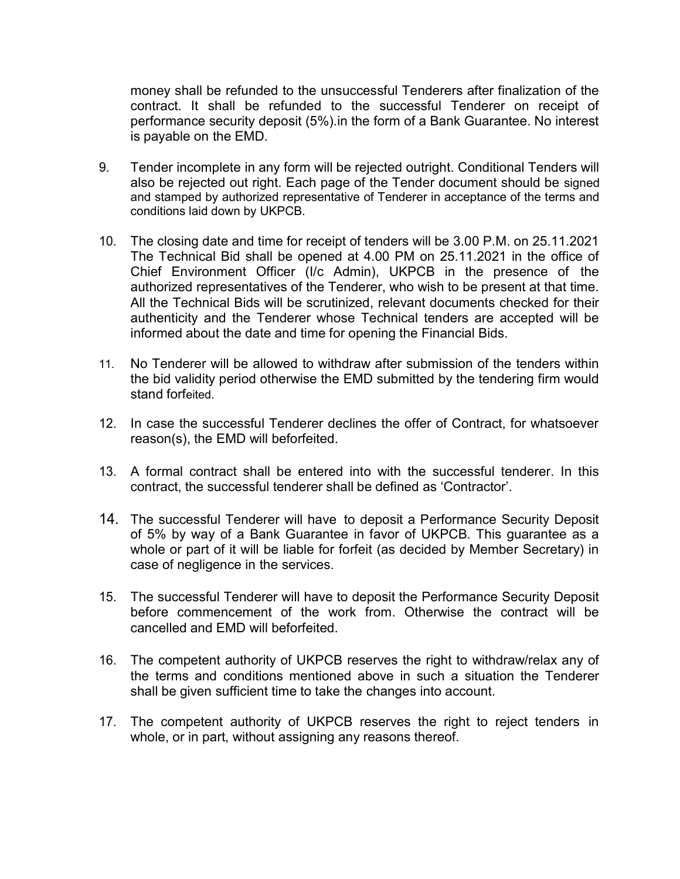money shall be refunded to the unsuccessful Tenderers after finalization of the contract. It shall be refunded to the successful Tenderer on receipt of performance security deposit (5%).in the form of a Bank Guarantee. No interest is payable on the EMD.

9. Tender incomplete in any form will be rejected outright. Conditional Tenders will also be rejected out right. Each page of the Tender document should be signed and stamped by authorized representative of Tenderer in acceptance of the terms and conditions laid down by UKPCB.

10. The closing date and time for receipt of tenders will be 3.00 P.M. on 25.11.2021 The Technical Bid shall be opened at 4.00 PM on 25.11.2021 in the office of Chief Environment Officer (I/c Admin), UKPCB in the presence of the authorized representatives of the Tenderer, who wish to be present at that time. All the Technical Bids will be scrutinized, relevant documents checked for their authenticity and the Tenderer whose Technical tenders are accepted will be informed about the date and time for opening the Financial Bids.

11. No Tenderer will be allowed to withdraw after submission of the tenders within the bid validity period otherwise the EMD submitted by the tendering firm would stand forfeited.

12. In case the successful Tenderer declines the offer of Contract, for whatsoever reason(s), the EMD will beforfeited.

13. A formal contract shall be entered into with the successful tenderer. In this contract, the successful tenderer shall be defined as 'Contractor'.

14. The successful Tenderer will have to deposit a Performance Security Deposit of 5% by way of a Bank Guarantee in favor of UKPCB. This guarantee as a whole or part of it will be liable for forfeit (as decided by Member Secretary) in case of negligence in the services.

15. The successful Tenderer will have to deposit the Performance Security Deposit before commencement of the work from. Otherwise the contract will be cancelled and EMD will beforfeited.

16. The competent authority of UKPCB reserves the right to withdraw/relax any of the terms and conditions mentioned above in such a situation the Tenderer shall be given sufficient time to take the changes into account.

17. The competent authority of UKPCB reserves the right to reject tenders in whole, or in part, without assigning any reasons thereof.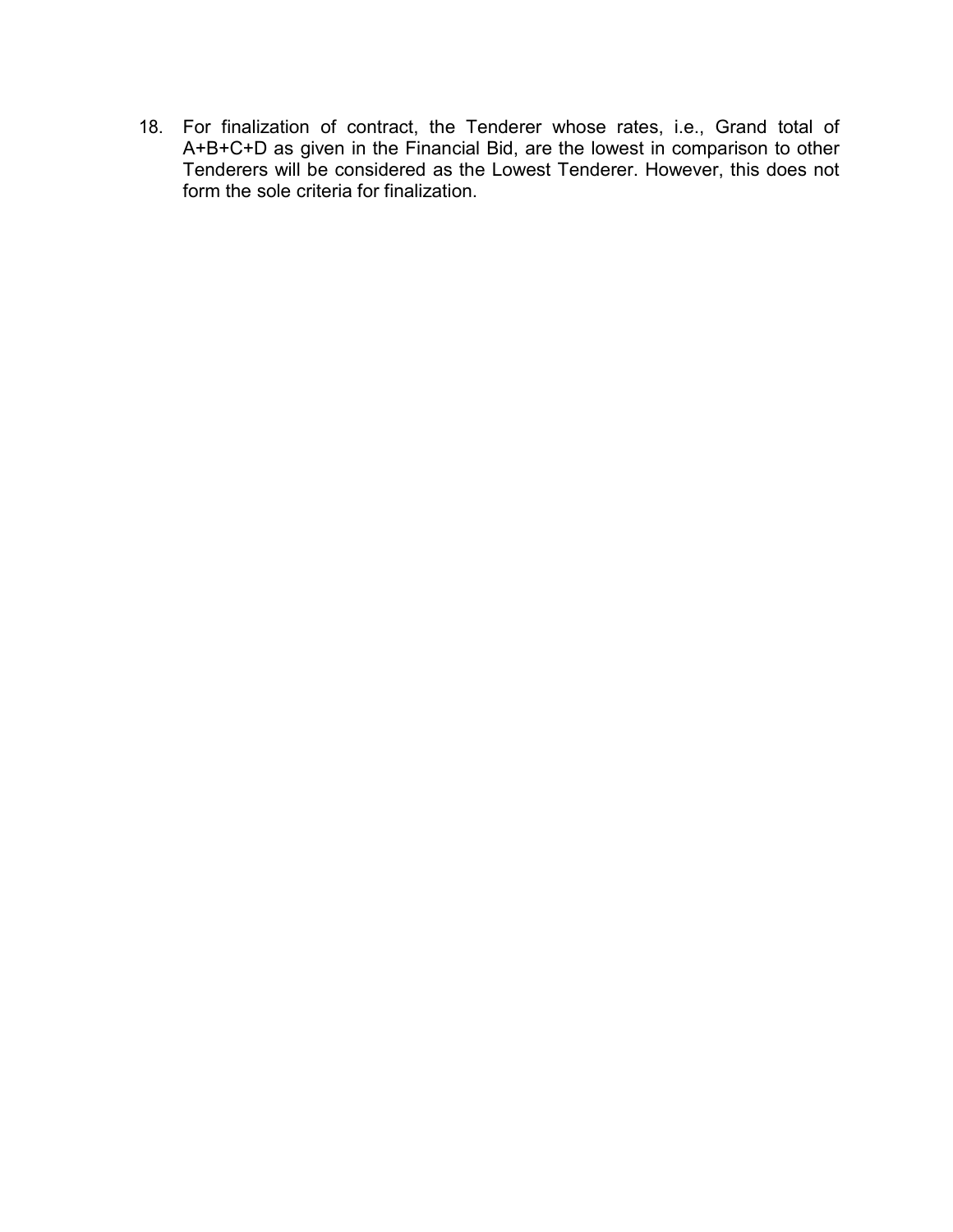18. For finalization of contract, the Tenderer whose rates, i.e., Grand total of A+B+C+D as given in the Financial Bid, are the lowest in comparison to other Tenderers will be considered as the Lowest Tenderer. However, this does not form the sole criteria for finalization.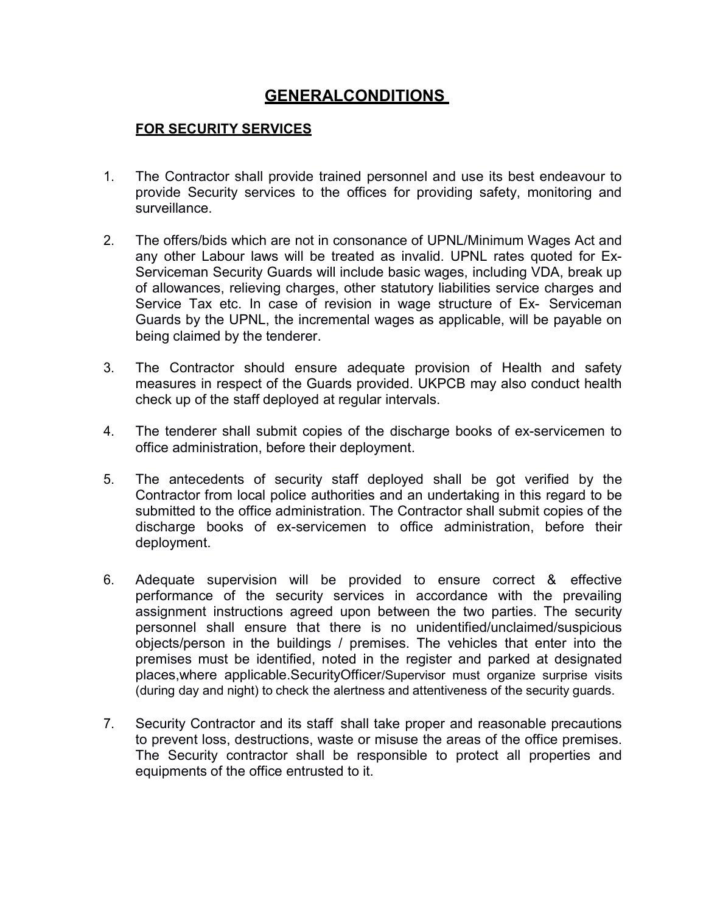# GENERALCONDITIONS

## FOR SECURITY SERVICES

1. The Contractor shall provide trained personnel and use its best endeavour to provide Security services to the offices for providing safety, monitoring and surveillance.

2. The offers/bids which are not in consonance of UPNL/Minimum Wages Act and any other Labour laws will be treated as invalid. UPNL rates quoted for Ex-Serviceman Security Guards will include basic wages, including VDA, break up of allowances, relieving charges, other statutory liabilities service charges and Service Tax etc. In case of revision in wage structure of Ex- Serviceman Guards by the UPNL, the incremental wages as applicable, will be payable on being claimed by the tenderer.

3. The Contractor should ensure adequate provision of Health and safety measures in respect of the Guards provided. UKPCB may also conduct health check up of the staff deployed at regular intervals.

4. The tenderer shall submit copies of the discharge books of ex-servicemen to office administration, before their deployment.

5. The antecedents of security staff deployed shall be got verified by the Contractor from local police authorities and an undertaking in this regard to be submitted to the office administration. The Contractor shall submit copies of the discharge books of ex-servicemen to office administration, before their deployment.

6. Adequate supervision will be provided to ensure correct & effective performance of the security services in accordance with the prevailing assignment instructions agreed upon between the two parties. The security personnel shall ensure that there is no unidentified/unclaimed/suspicious objects/person in the buildings / premises. The vehicles that enter into the premises must be identified, noted in the register and parked at designated places,where applicable.SecurityOfficer/Supervisor must organize surprise visits (during day and night) to check the alertness and attentiveness of the security guards.

7. Security Contractor and its staff shall take proper and reasonable precautions to prevent loss, destructions, waste or misuse the areas of the office premises. The Security contractor shall be responsible to protect all properties and equipments of the office entrusted to it.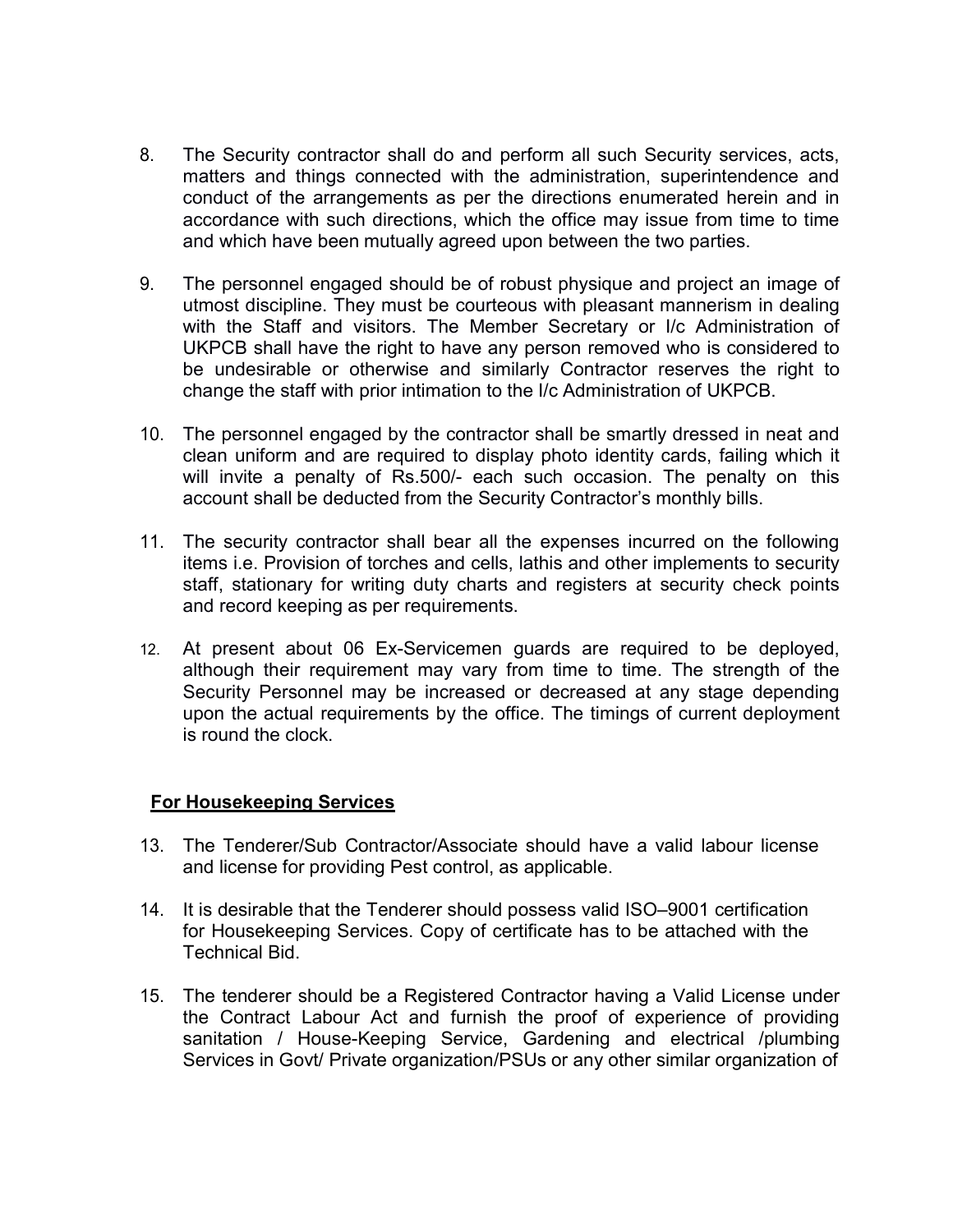8. The Security contractor shall do and perform all such Security services, acts, matters and things connected with the administration, superintendence and conduct of the arrangements as per the directions enumerated herein and in accordance with such directions, which the office may issue from time to time and which have been mutually agreed upon between the two parties.

9. The personnel engaged should be of robust physique and project an image of utmost discipline. They must be courteous with pleasant mannerism in dealing with the Staff and visitors. The Member Secretary or I/c Administration of UKPCB shall have the right to have any person removed who is considered to be undesirable or otherwise and similarly Contractor reserves the right to change the staff with prior intimation to the I/c Administration of UKPCB.

10. The personnel engaged by the contractor shall be smartly dressed in neat and clean uniform and are required to display photo identity cards, failing which it will invite a penalty of Rs.500/- each such occasion. The penalty on this account shall be deducted from the Security Contractor's monthly bills.

11. The security contractor shall bear all the expenses incurred on the following items i.e. Provision of torches and cells, lathis and other implements to security staff, stationary for writing duty charts and registers at security check points and record keeping as per requirements.

12. At present about 06 Ex-Servicemen guards are required to be deployed, although their requirement may vary from time to time. The strength of the Security Personnel may be increased or decreased at any stage depending upon the actual requirements by the office. The timings of current deployment is round the clock.

**For Housekeeping Services**

13. The Tenderer/Sub Contractor/Associate should have a valid labour license and license for providing Pest control, as applicable.

14. It is desirable that the Tenderer should possess valid ISO–9001 certification for Housekeeping Services. Copy of certificate has to be attached with the Technical Bid.

15. The tenderer should be a Registered Contractor having a Valid License under the Contract Labour Act and furnish the proof of experience of providing sanitation / House-Keeping Service, Gardening and electrical /plumbing Services in Govt/ Private organization/PSUs or any other similar organization of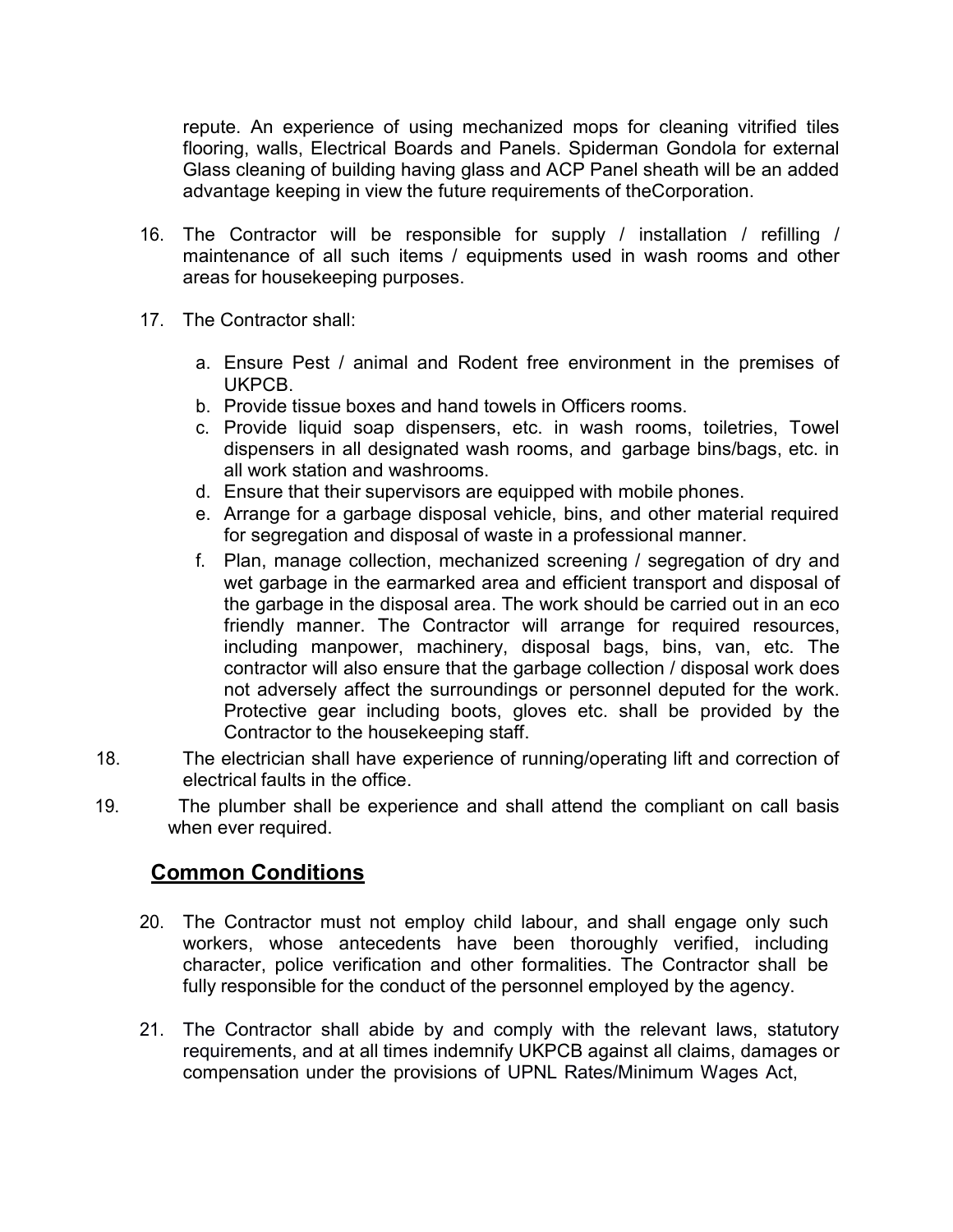repute. An experience of using mechanized mops for cleaning vitrified tiles flooring, walls, Electrical Boards and Panels. Spiderman Gondola for external Glass cleaning of building having glass and ACP Panel sheath will be an added advantage keeping in view the future requirements of theCorporation.

16. The Contractor will be responsible for supply / installation / refilling / maintenance of all such items / equipments used in wash rooms and other areas for housekeeping purposes.

17. The Contractor shall:

    a. Ensure Pest / animal and Rodent free environment in the premises of UKPCB.
    b. Provide tissue boxes and hand towels in Officers rooms.
    c. Provide liquid soap dispensers, etc. in wash rooms, toiletries, Towel dispensers in all designated wash rooms, and garbage bins/bags, etc. in all work station and washrooms.
    d. Ensure that their supervisors are equipped with mobile phones.
    e. Arrange for a garbage disposal vehicle, bins, and other material required for segregation and disposal of waste in a professional manner.
    f. Plan, manage collection, mechanized screening / segregation of dry and wet garbage in the earmarked area and efficient transport and disposal of the garbage in the disposal area. The work should be carried out in an eco friendly manner. The Contractor will arrange for required resources, including manpower, machinery, disposal bags, bins, van, etc. The contractor will also ensure that the garbage collection / disposal work does not adversely affect the surroundings or personnel deputed for the work. Protective gear including boots, gloves etc. shall be provided by the Contractor to the housekeeping staff.

18. The electrician shall have experience of running/operating lift and correction of electrical faults in the office.

19. The plumber shall be experience and shall attend the compliant on call basis when ever required.

## Common Conditions

20. The Contractor must not employ child labour, and shall engage only such workers, whose antecedents have been thoroughly verified, including character, police verification and other formalities. The Contractor shall be fully responsible for the conduct of the personnel employed by the agency.

21. The Contractor shall abide by and comply with the relevant laws, statutory requirements, and at all times indemnify UKPCB against all claims, damages or compensation under the provisions of UPNL Rates/Minimum Wages Act,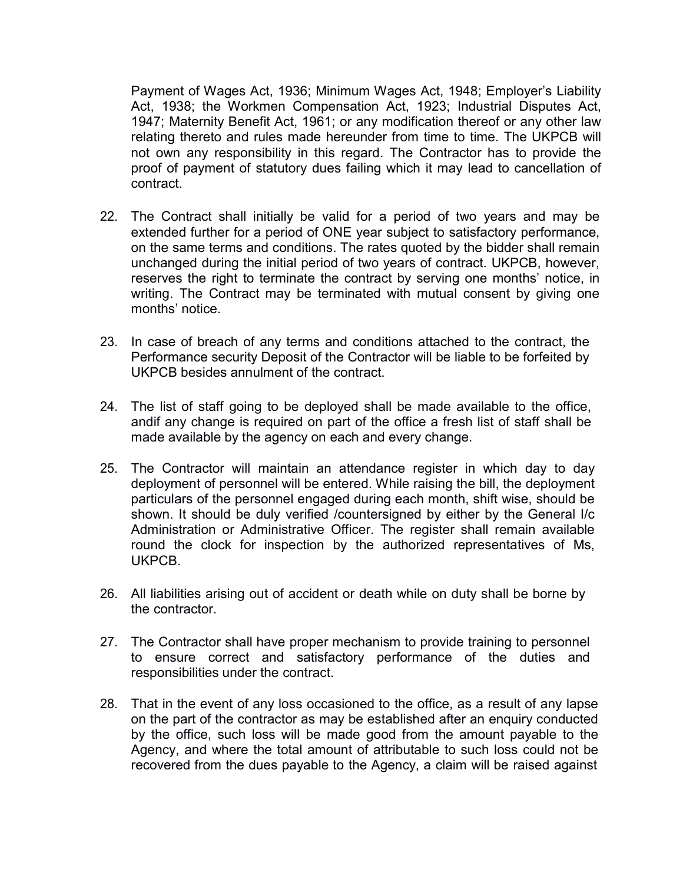Payment of Wages Act, 1936; Minimum Wages Act, 1948; Employer's Liability Act, 1938; the Workmen Compensation Act, 1923; Industrial Disputes Act, 1947; Maternity Benefit Act, 1961; or any modification thereof or any other law relating thereto and rules made hereunder from time to time. The UKPCB will not own any responsibility in this regard. The Contractor has to provide the proof of payment of statutory dues failing which it may lead to cancellation of contract.

22. The Contract shall initially be valid for a period of two years and may be extended further for a period of ONE year subject to satisfactory performance, on the same terms and conditions. The rates quoted by the bidder shall remain unchanged during the initial period of two years of contract. UKPCB, however, reserves the right to terminate the contract by serving one months' notice, in writing. The Contract may be terminated with mutual consent by giving one months' notice.

23. In case of breach of any terms and conditions attached to the contract, the Performance security Deposit of the Contractor will be liable to be forfeited by UKPCB besides annulment of the contract.

24. The list of staff going to be deployed shall be made available to the office, andif any change is required on part of the office a fresh list of staff shall be made available by the agency on each and every change.

25. The Contractor will maintain an attendance register in which day to day deployment of personnel will be entered. While raising the bill, the deployment particulars of the personnel engaged during each month, shift wise, should be shown. It should be duly verified /countersigned by either by the General I/c Administration or Administrative Officer. The register shall remain available round the clock for inspection by the authorized representatives of Ms, UKPCB.

26. All liabilities arising out of accident or death while on duty shall be borne by the contractor.

27. The Contractor shall have proper mechanism to provide training to personnel to ensure correct and satisfactory performance of the duties and responsibilities under the contract.

28. That in the event of any loss occasioned to the office, as a result of any lapse on the part of the contractor as may be established after an enquiry conducted by the office, such loss will be made good from the amount payable to the Agency, and where the total amount of attributable to such loss could not be recovered from the dues payable to the Agency, a claim will be raised against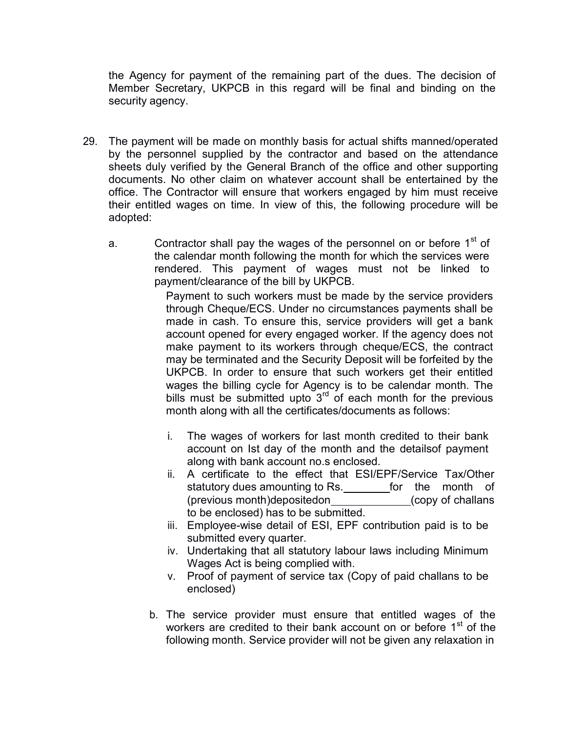the Agency for payment of the remaining part of the dues. The decision of Member Secretary, UKPCB in this regard will be final and binding on the security agency.

29. The payment will be made on monthly basis for actual shifts manned/operated by the personnel supplied by the contractor and based on the attendance sheets duly verified by the General Branch of the office and other supporting documents. No other claim on whatever account shall be entertained by the office. The Contractor will ensure that workers engaged by him must receive their entitled wages on time. In view of this, the following procedure will be adopted:

    a. Contractor shall pay the wages of the personnel on or before 1st of the calendar month following the month for which the services were rendered. This payment of wages must not be linked to payment/clearance of the bill by UKPCB.

       Payment to such workers must be made by the service providers through Cheque/ECS. Under no circumstances payments shall be made in cash. To ensure this, service providers will get a bank account opened for every engaged worker. If the agency does not make payment to its workers through cheque/ECS, the contract may be terminated and the Security Deposit will be forfeited by the UKPCB. In order to ensure that such workers get their entitled wages the billing cycle for Agency is to be calendar month. The bills must be submitted upto 3rd of each month for the previous month along with all the certificates/documents as follows:

       i. The wages of workers for last month credited to their bank account on Ist day of the month and the detailsof payment along with bank account no.s enclosed.
       ii. A certificate to the effect that ESI/EPF/Service Tax/Other statutory dues amounting to Rs.________for the month of (previous month)depositedon_____________(copy of challans to be enclosed) has to be submitted.
       iii. Employee-wise detail of ESI, EPF contribution paid is to be submitted every quarter.
       iv. Undertaking that all statutory labour laws including Minimum Wages Act is being complied with.
       v. Proof of payment of service tax (Copy of paid challans to be enclosed)

    b. The service provider must ensure that entitled wages of the workers are credited to their bank account on or before 1st of the following month. Service provider will not be given any relaxation in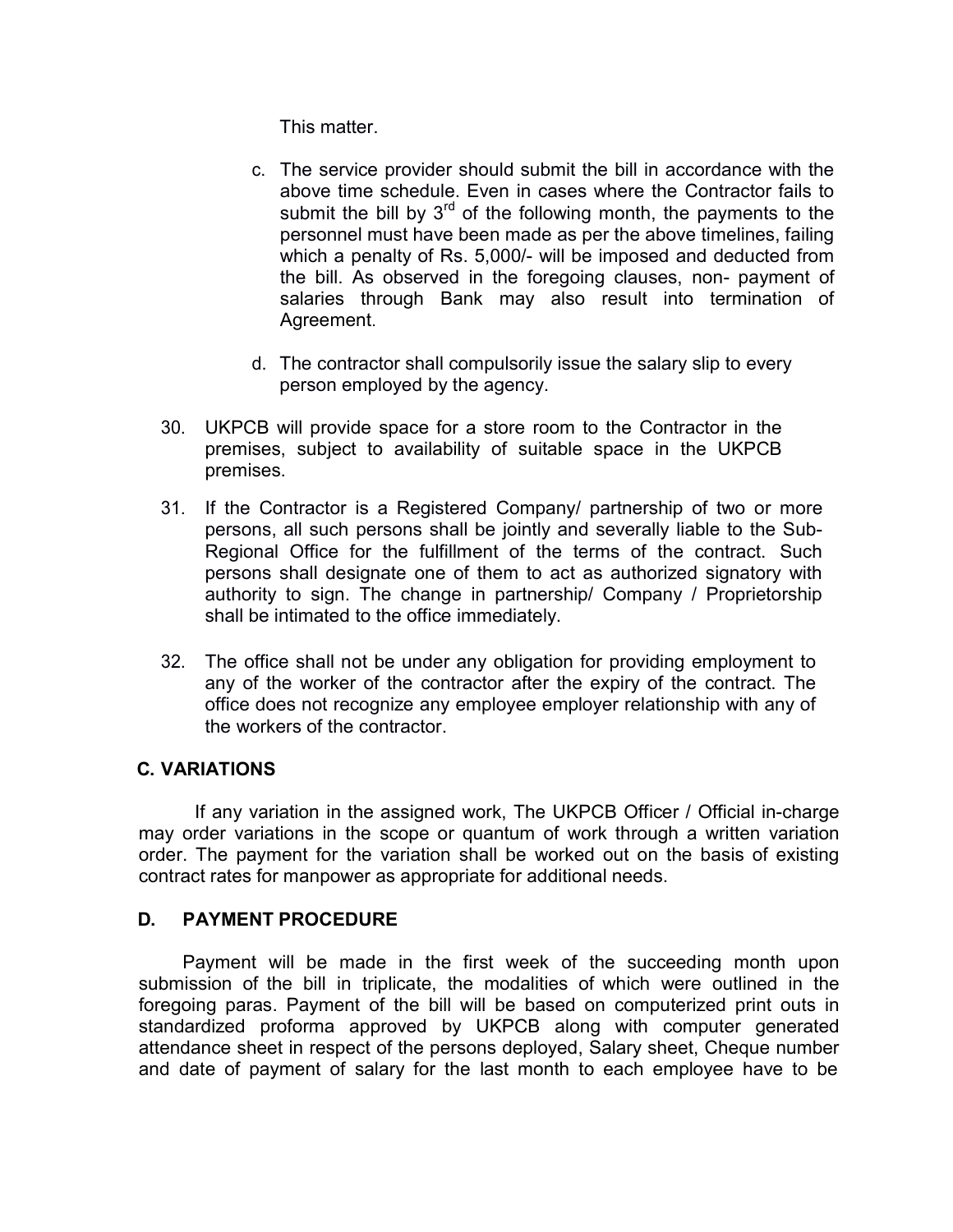This matter.

c. The service provider should submit the bill in accordance with the above time schedule. Even in cases where the Contractor fails to submit the bill by 3rd of the following month, the payments to the personnel must have been made as per the above timelines, failing which a penalty of Rs. 5,000/- will be imposed and deducted from the bill. As observed in the foregoing clauses, non- payment of salaries through Bank may also result into termination of Agreement.

d. The contractor shall compulsorily issue the salary slip to every person employed by the agency.

30. UKPCB will provide space for a store room to the Contractor in the premises, subject to availability of suitable space in the UKPCB premises.

31. If the Contractor is a Registered Company/ partnership of two or more persons, all such persons shall be jointly and severally liable to the Sub-Regional Office for the fulfillment of the terms of the contract. Such persons shall designate one of them to act as authorized signatory with authority to sign. The change in partnership/ Company / Proprietorship shall be intimated to the office immediately.

32. The office shall not be under any obligation for providing employment to any of the worker of the contractor after the expiry of the contract. The office does not recognize any employee employer relationship with any of the workers of the contractor.

## C. VARIATIONS

If any variation in the assigned work, The UKPCB Officer / Official in-charge may order variations in the scope or quantum of work through a written variation order. The payment for the variation shall be worked out on the basis of existing contract rates for manpower as appropriate for additional needs.

## D. PAYMENT PROCEDURE

Payment will be made in the first week of the succeeding month upon submission of the bill in triplicate, the modalities of which were outlined in the foregoing paras. Payment of the bill will be based on computerized print outs in standardized proforma approved by UKPCB along with computer generated attendance sheet in respect of the persons deployed, Salary sheet, Cheque number and date of payment of salary for the last month to each employee have to be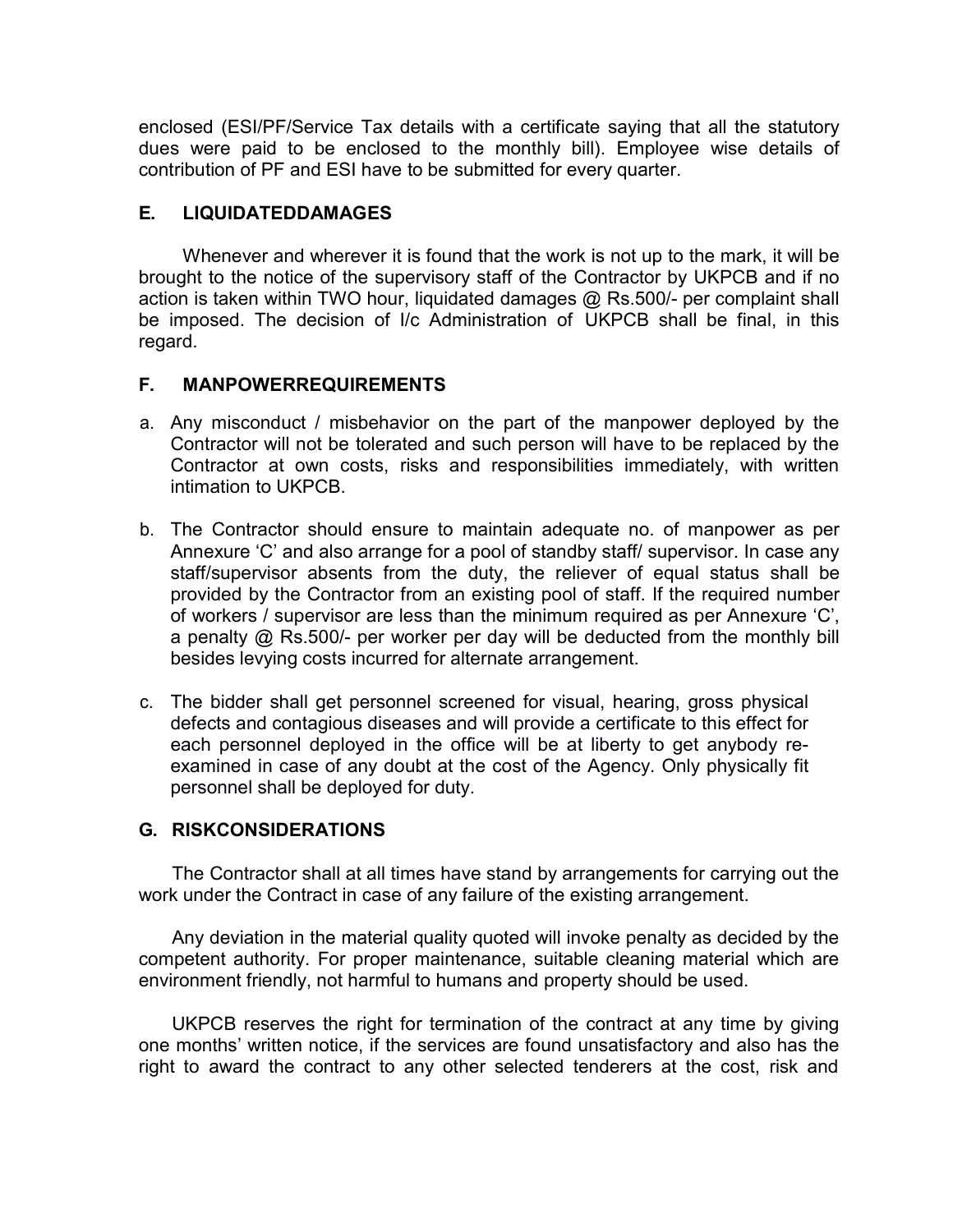enclosed (ESI/PF/Service Tax details with a certificate saying that all the statutory dues were paid to be enclosed to the monthly bill). Employee wise details of contribution of PF and ESI have to be submitted for every quarter.

### E. LIQUIDATEDDAMAGES

Whenever and wherever it is found that the work is not up to the mark, it will be brought to the notice of the supervisory staff of the Contractor by UKPCB and if no action is taken within TWO hour, liquidated damages @ Rs.500/- per complaint shall be imposed. The decision of I/c Administration of UKPCB shall be final, in this regard.

### F. MANPOWERREQUIREMENTS

a. Any misconduct / misbehavior on the part of the manpower deployed by the Contractor will not be tolerated and such person will have to be replaced by the Contractor at own costs, risks and responsibilities immediately, with written intimation to UKPCB.

b. The Contractor should ensure to maintain adequate no. of manpower as per Annexure 'C' and also arrange for a pool of standby staff/ supervisor. In case any staff/supervisor absents from the duty, the reliever of equal status shall be provided by the Contractor from an existing pool of staff. If the required number of workers / supervisor are less than the minimum required as per Annexure 'C', a penalty @ Rs.500/- per worker per day will be deducted from the monthly bill besides levying costs incurred for alternate arrangement.

c. The bidder shall get personnel screened for visual, hearing, gross physical defects and contagious diseases and will provide a certificate to this effect for each personnel deployed in the office will be at liberty to get anybody re-examined in case of any doubt at the cost of the Agency. Only physically fit personnel shall be deployed for duty.

### G. RISKCONSIDERATIONS

The Contractor shall at all times have stand by arrangements for carrying out the work under the Contract in case of any failure of the existing arrangement.

Any deviation in the material quality quoted will invoke penalty as decided by the competent authority. For proper maintenance, suitable cleaning material which are environment friendly, not harmful to humans and property should be used.

UKPCB reserves the right for termination of the contract at any time by giving one months' written notice, if the services are found unsatisfactory and also has the right to award the contract to any other selected tenderers at the cost, risk and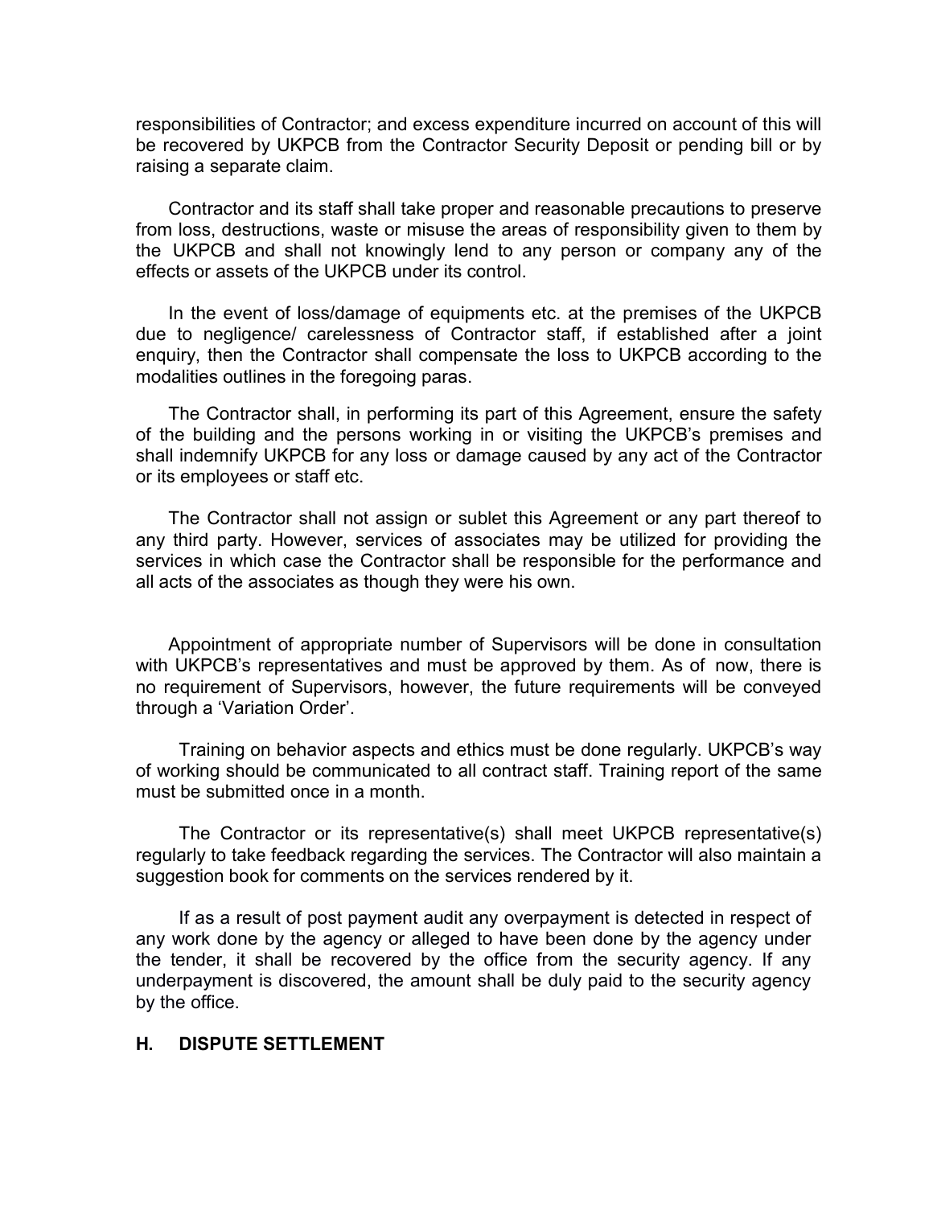responsibilities of Contractor; and excess expenditure incurred on account of this will be recovered by UKPCB from the Contractor Security Deposit or pending bill or by raising a separate claim.

Contractor and its staff shall take proper and reasonable precautions to preserve from loss, destructions, waste or misuse the areas of responsibility given to them by the UKPCB and shall not knowingly lend to any person or company any of the effects or assets of the UKPCB under its control.

In the event of loss/damage of equipments etc. at the premises of the UKPCB due to negligence/ carelessness of Contractor staff, if established after a joint enquiry, then the Contractor shall compensate the loss to UKPCB according to the modalities outlines in the foregoing paras.

The Contractor shall, in performing its part of this Agreement, ensure the safety of the building and the persons working in or visiting the UKPCB's premises and shall indemnify UKPCB for any loss or damage caused by any act of the Contractor or its employees or staff etc.

The Contractor shall not assign or sublet this Agreement or any part thereof to any third party. However, services of associates may be utilized for providing the services in which case the Contractor shall be responsible for the performance and all acts of the associates as though they were his own.

Appointment of appropriate number of Supervisors will be done in consultation with UKPCB's representatives and must be approved by them. As of now, there is no requirement of Supervisors, however, the future requirements will be conveyed through a 'Variation Order'.

Training on behavior aspects and ethics must be done regularly. UKPCB's way of working should be communicated to all contract staff. Training report of the same must be submitted once in a month.

The Contractor or its representative(s) shall meet UKPCB representative(s) regularly to take feedback regarding the services. The Contractor will also maintain a suggestion book for comments on the services rendered by it.

If as a result of post payment audit any overpayment is detected in respect of any work done by the agency or alleged to have been done by the agency under the tender, it shall be recovered by the office from the security agency. If any underpayment is discovered, the amount shall be duly paid to the security agency by the office.

## H. DISPUTE SETTLEMENT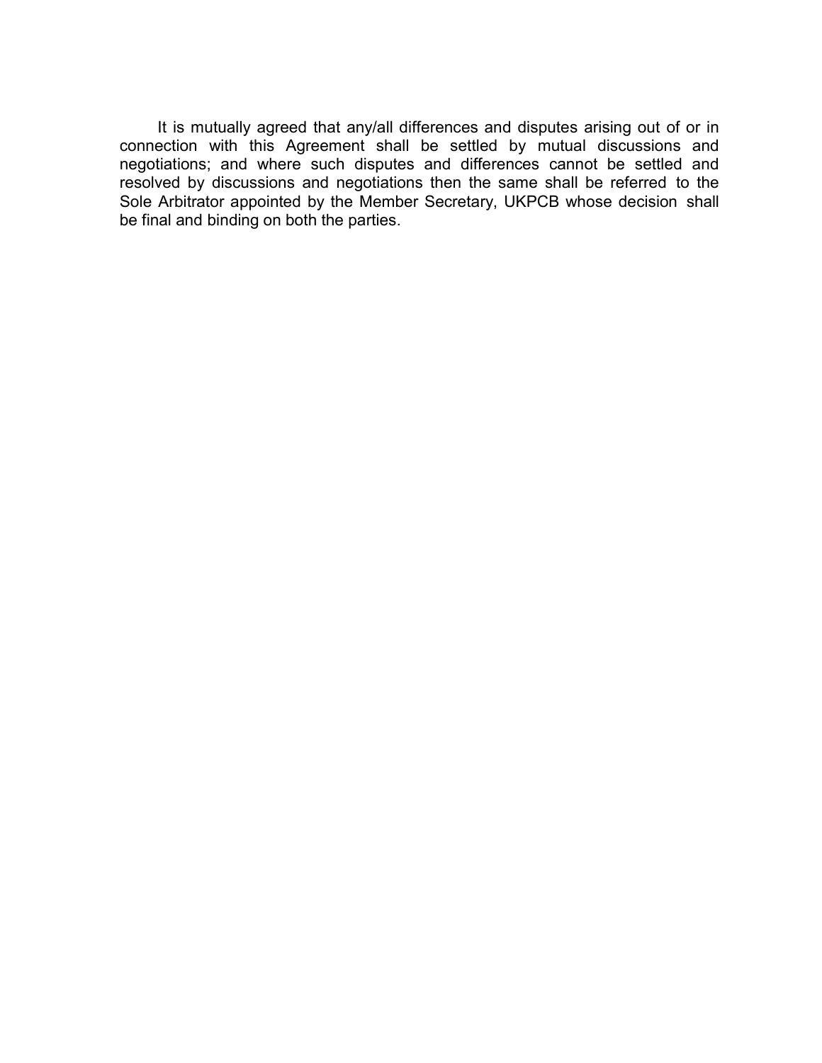It is mutually agreed that any/all differences and disputes arising out of or in connection with this Agreement shall be settled by mutual discussions and negotiations; and where such disputes and differences cannot be settled and resolved by discussions and negotiations then the same shall be referred to the Sole Arbitrator appointed by the Member Secretary, UKPCB whose decision shall be final and binding on both the parties.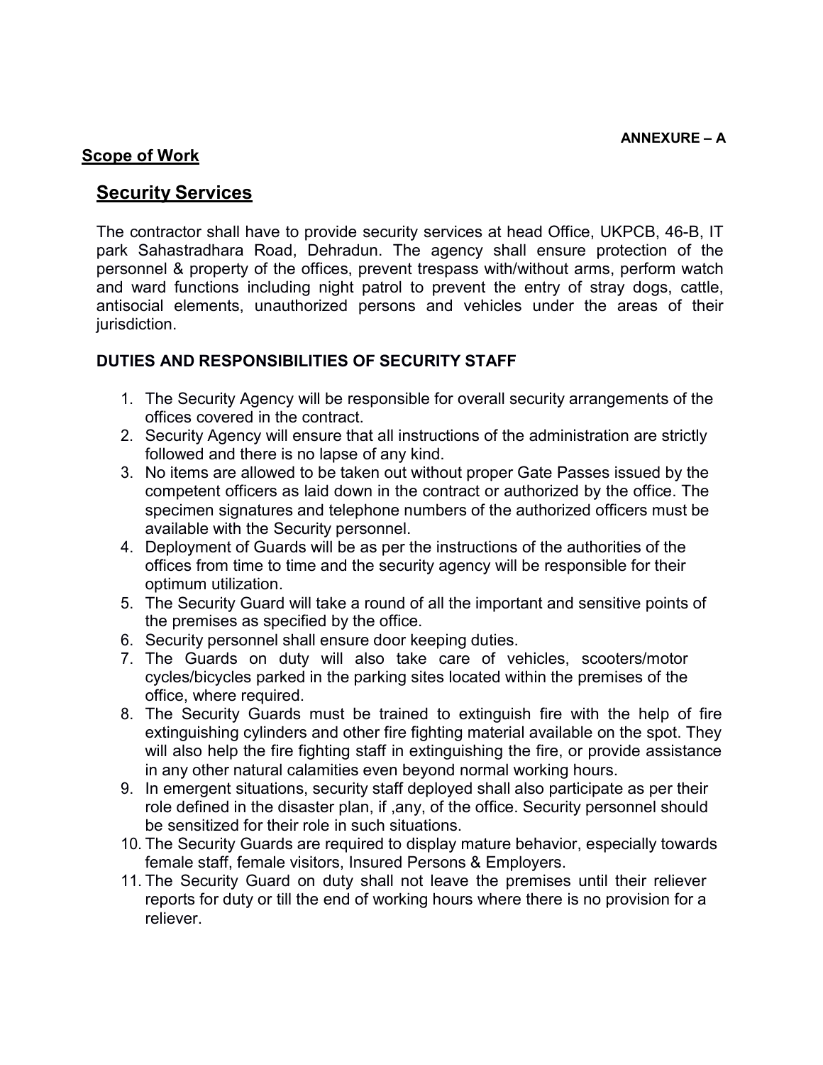**ANNEXURE – A**

## Scope of Work

# Security Services

The contractor shall have to provide security services at head Office, UKPCB, 46-B, IT park Sahastradhara Road, Dehradun. The agency shall ensure protection of the personnel & property of the offices, prevent trespass with/without arms, perform watch and ward functions including night patrol to prevent the entry of stray dogs, cattle, antisocial elements, unauthorized persons and vehicles under the areas of their jurisdiction.

### DUTIES AND RESPONSIBILITIES OF SECURITY STAFF

1. The Security Agency will be responsible for overall security arrangements of the offices covered in the contract.
2. Security Agency will ensure that all instructions of the administration are strictly followed and there is no lapse of any kind.
3. No items are allowed to be taken out without proper Gate Passes issued by the competent officers as laid down in the contract or authorized by the office. The specimen signatures and telephone numbers of the authorized officers must be available with the Security personnel.
4. Deployment of Guards will be as per the instructions of the authorities of the offices from time to time and the security agency will be responsible for their optimum utilization.
5. The Security Guard will take a round of all the important and sensitive points of the premises as specified by the office.
6. Security personnel shall ensure door keeping duties.
7. The Guards on duty will also take care of vehicles, scooters/motor cycles/bicycles parked in the parking sites located within the premises of the office, where required.
8. The Security Guards must be trained to extinguish fire with the help of fire extinguishing cylinders and other fire fighting material available on the spot. They will also help the fire fighting staff in extinguishing the fire, or provide assistance in any other natural calamities even beyond normal working hours.
9. In emergent situations, security staff deployed shall also participate as per their role defined in the disaster plan, if ,any, of the office. Security personnel should be sensitized for their role in such situations.
10. The Security Guards are required to display mature behavior, especially towards female staff, female visitors, Insured Persons & Employers.
11. The Security Guard on duty shall not leave the premises until their reliever reports for duty or till the end of working hours where there is no provision for a reliever.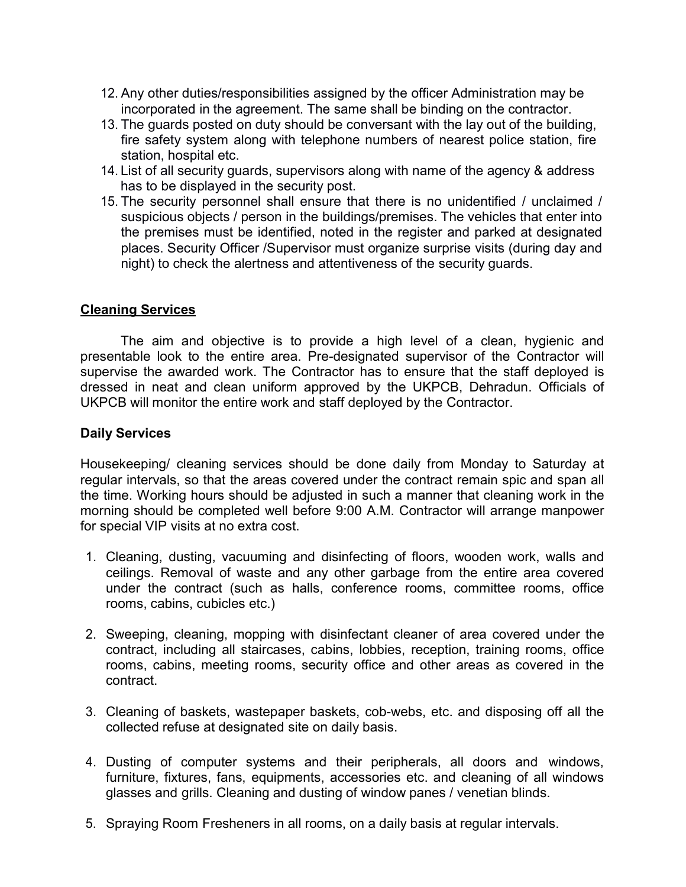12. Any other duties/responsibilities assigned by the officer Administration may be incorporated in the agreement. The same shall be binding on the contractor.
13. The guards posted on duty should be conversant with the lay out of the building, fire safety system along with telephone numbers of nearest police station, fire station, hospital etc.
14. List of all security guards, supervisors along with name of the agency & address has to be displayed in the security post.
15. The security personnel shall ensure that there is no unidentified / unclaimed / suspicious objects / person in the buildings/premises. The vehicles that enter into the premises must be identified, noted in the register and parked at designated places. Security Officer /Supervisor must organize surprise visits (during day and night) to check the alertness and attentiveness of the security guards.

**Cleaning Services**

The aim and objective is to provide a high level of a clean, hygienic and presentable look to the entire area. Pre-designated supervisor of the Contractor will supervise the awarded work. The Contractor has to ensure that the staff deployed is dressed in neat and clean uniform approved by the UKPCB, Dehradun. Officials of UKPCB will monitor the entire work and staff deployed by the Contractor.

**Daily Services**

Housekeeping/ cleaning services should be done daily from Monday to Saturday at regular intervals, so that the areas covered under the contract remain spic and span all the time. Working hours should be adjusted in such a manner that cleaning work in the morning should be completed well before 9:00 A.M. Contractor will arrange manpower for special VIP visits at no extra cost.

1. Cleaning, dusting, vacuuming and disinfecting of floors, wooden work, walls and ceilings. Removal of waste and any other garbage from the entire area covered under the contract (such as halls, conference rooms, committee rooms, office rooms, cabins, cubicles etc.)

2. Sweeping, cleaning, mopping with disinfectant cleaner of area covered under the contract, including all staircases, cabins, lobbies, reception, training rooms, office rooms, cabins, meeting rooms, security office and other areas as covered in the contract.

3. Cleaning of baskets, wastepaper baskets, cob-webs, etc. and disposing off all the collected refuse at designated site on daily basis.

4. Dusting of computer systems and their peripherals, all doors and windows, furniture, fixtures, fans, equipments, accessories etc. and cleaning of all windows glasses and grills. Cleaning and dusting of window panes / venetian blinds.

5. Spraying Room Fresheners in all rooms, on a daily basis at regular intervals.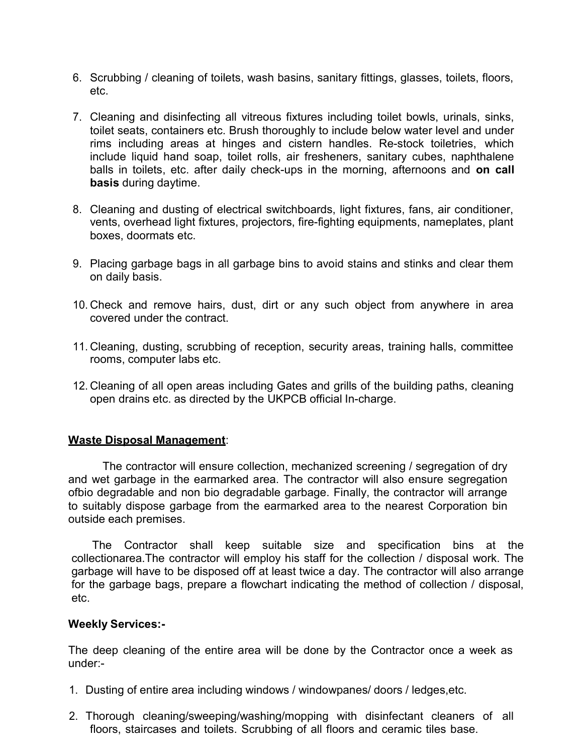6. Scrubbing / cleaning of toilets, wash basins, sanitary fittings, glasses, toilets, floors, etc.

7. Cleaning and disinfecting all vitreous fixtures including toilet bowls, urinals, sinks, toilet seats, containers etc. Brush thoroughly to include below water level and under rims including areas at hinges and cistern handles. Re-stock toiletries, which include liquid hand soap, toilet rolls, air fresheners, sanitary cubes, naphthalene balls in toilets, etc. after daily check-ups in the morning, afternoons and **on call basis** during daytime.

8. Cleaning and dusting of electrical switchboards, light fixtures, fans, air conditioner, vents, overhead light fixtures, projectors, fire-fighting equipments, nameplates, plant boxes, doormats etc.

9. Placing garbage bags in all garbage bins to avoid stains and stinks and clear them on daily basis.

10. Check and remove hairs, dust, dirt or any such object from anywhere in area covered under the contract.

11. Cleaning, dusting, scrubbing of reception, security areas, training halls, committee rooms, computer labs etc.

12. Cleaning of all open areas including Gates and grills of the building paths, cleaning open drains etc. as directed by the UKPCB official In-charge.

**<u>Waste Disposal Management</u>**:

The contractor will ensure collection, mechanized screening / segregation of dry and wet garbage in the earmarked area. The contractor will also ensure segregation ofbio degradable and non bio degradable garbage. Finally, the contractor will arrange to suitably dispose garbage from the earmarked area to the nearest Corporation bin outside each premises.

The Contractor shall keep suitable size and specification bins at the collectionarea.The contractor will employ his staff for the collection / disposal work. The garbage will have to be disposed off at least twice a day. The contractor will also arrange for the garbage bags, prepare a flowchart indicating the method of collection / disposal, etc.

**Weekly Services:-**

The deep cleaning of the entire area will be done by the Contractor once a week as under:-

1. Dusting of entire area including windows / windowpanes/ doors / ledges,etc.

2. Thorough cleaning/sweeping/washing/mopping with disinfectant cleaners of all floors, staircases and toilets. Scrubbing of all floors and ceramic tiles base.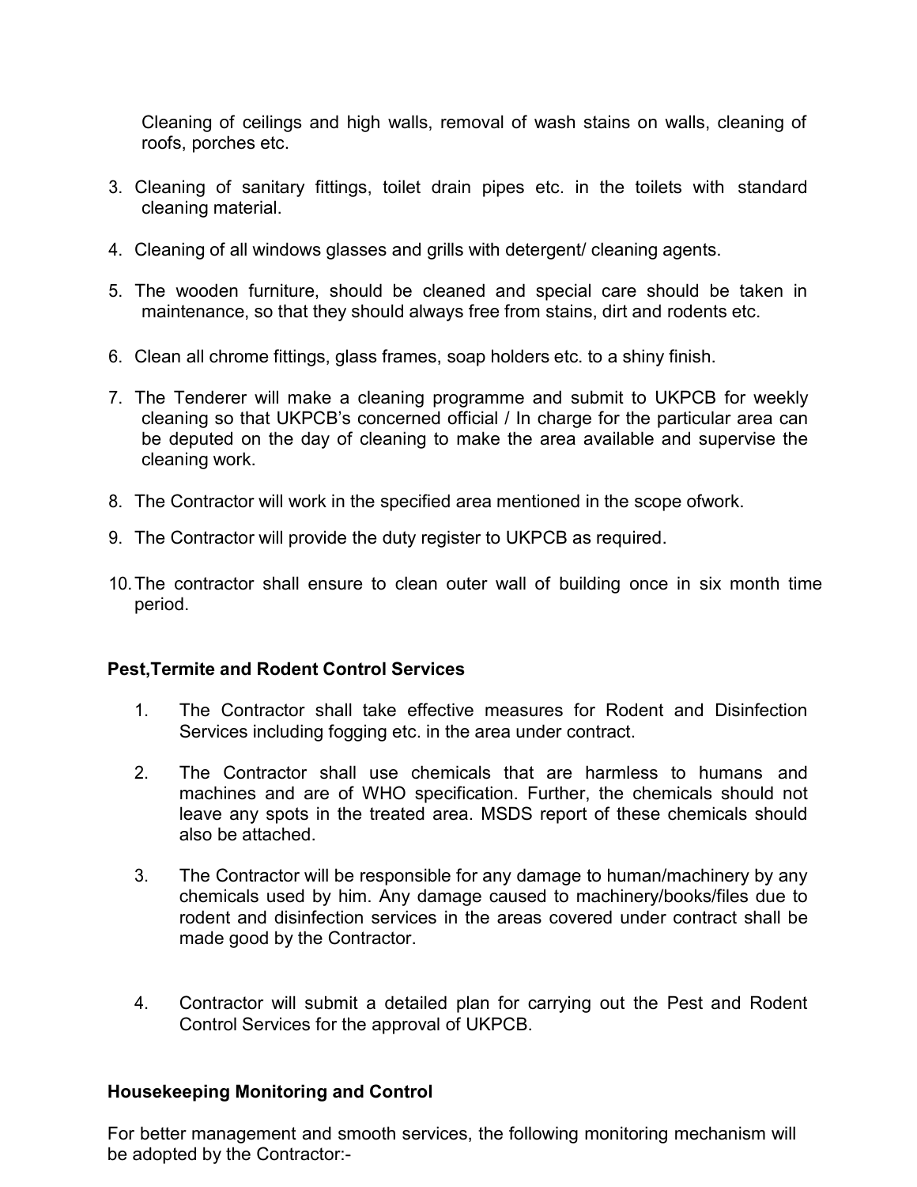Cleaning of ceilings and high walls, removal of wash stains on walls, cleaning of roofs, porches etc.

3. Cleaning of sanitary fittings, toilet drain pipes etc. in the toilets with standard cleaning material.
4. Cleaning of all windows glasses and grills with detergent/ cleaning agents.
5. The wooden furniture, should be cleaned and special care should be taken in maintenance, so that they should always free from stains, dirt and rodents etc.
6. Clean all chrome fittings, glass frames, soap holders etc. to a shiny finish.
7. The Tenderer will make a cleaning programme and submit to UKPCB for weekly cleaning so that UKPCB's concerned official / In charge for the particular area can be deputed on the day of cleaning to make the area available and supervise the cleaning work.
8. The Contractor will work in the specified area mentioned in the scope ofwork.
9. The Contractor will provide the duty register to UKPCB as required.
10. The contractor shall ensure to clean outer wall of building once in six month time period.

**Pest,Termite and Rodent Control Services**

1. The Contractor shall take effective measures for Rodent and Disinfection Services including fogging etc. in the area under contract.
2. The Contractor shall use chemicals that are harmless to humans and machines and are of WHO specification. Further, the chemicals should not leave any spots in the treated area. MSDS report of these chemicals should also be attached.
3. The Contractor will be responsible for any damage to human/machinery by any chemicals used by him. Any damage caused to machinery/books/files due to rodent and disinfection services in the areas covered under contract shall be made good by the Contractor.
4. Contractor will submit a detailed plan for carrying out the Pest and Rodent Control Services for the approval of UKPCB.

**Housekeeping Monitoring and Control**

For better management and smooth services, the following monitoring mechanism will be adopted by the Contractor:-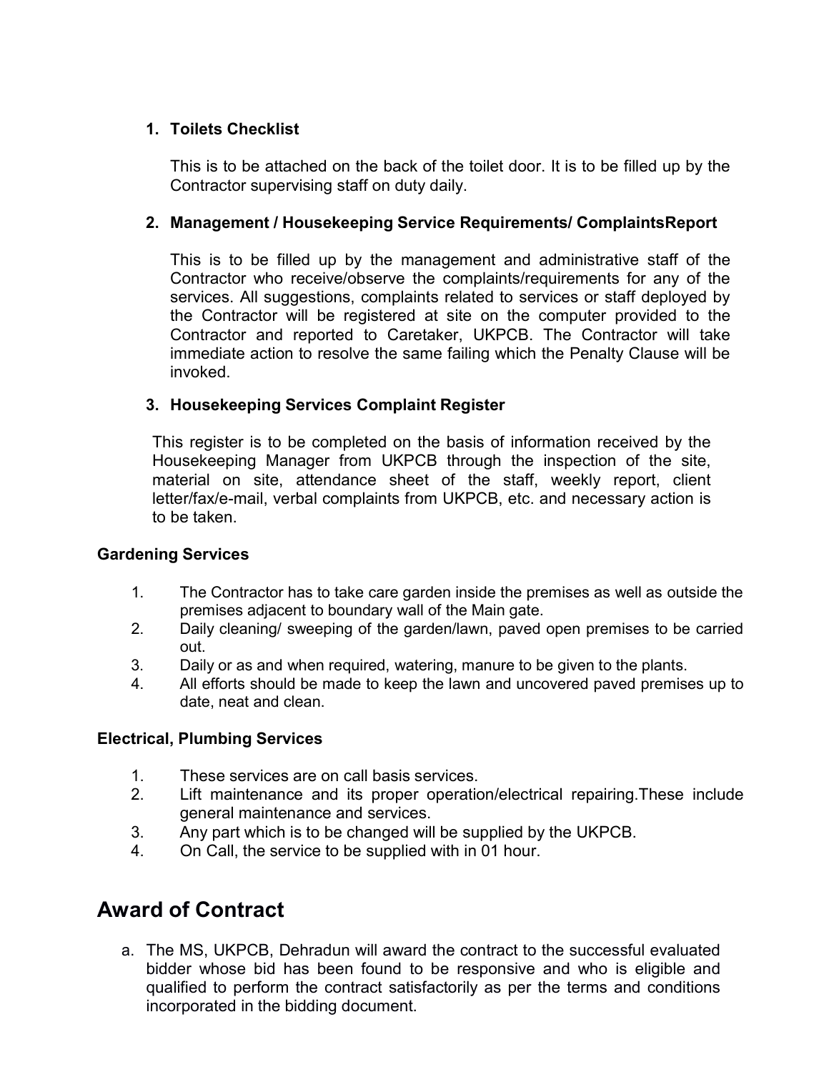1. **Toilets Checklist**

   This is to be attached on the back of the toilet door. It is to be filled up by the Contractor supervising staff on duty daily.

2. **Management / Housekeeping Service Requirements/ ComplaintsReport**

   This is to be filled up by the management and administrative staff of the Contractor who receive/observe the complaints/requirements for any of the services. All suggestions, complaints related to services or staff deployed by the Contractor will be registered at site on the computer provided to the Contractor and reported to Caretaker, UKPCB. The Contractor will take immediate action to resolve the same failing which the Penalty Clause will be invoked.

3. **Housekeeping Services Complaint Register**

   This register is to be completed on the basis of information received by the Housekeeping Manager from UKPCB through the inspection of the site, material on site, attendance sheet of the staff, weekly report, client letter/fax/e-mail, verbal complaints from UKPCB, etc. and necessary action is to be taken.

**Gardening Services**

1. The Contractor has to take care garden inside the premises as well as outside the premises adjacent to boundary wall of the Main gate.
2. Daily cleaning/ sweeping of the garden/lawn, paved open premises to be carried out.
3. Daily or as and when required, watering, manure to be given to the plants.
4. All efforts should be made to keep the lawn and uncovered paved premises up to date, neat and clean.

**Electrical, Plumbing Services**

1. These services are on call basis services.
2. Lift maintenance and its proper operation/electrical repairing.These include general maintenance and services.
3. Any part which is to be changed will be supplied by the UKPCB.
4. On Call, the service to be supplied with in 01 hour.

## Award of Contract

a. The MS, UKPCB, Dehradun will award the contract to the successful evaluated bidder whose bid has been found to be responsive and who is eligible and qualified to perform the contract satisfactorily as per the terms and conditions incorporated in the bidding document.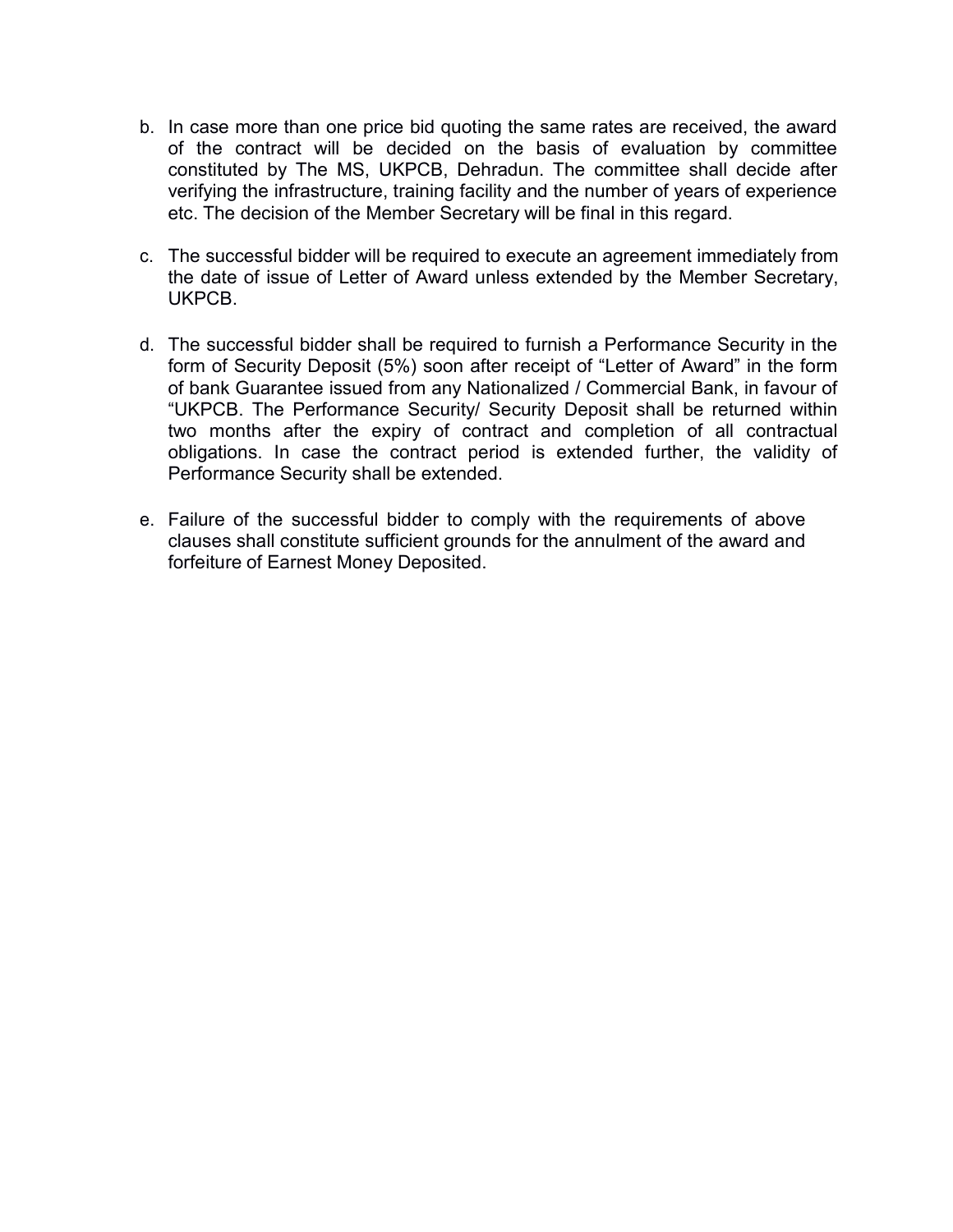b. In case more than one price bid quoting the same rates are received, the award of the contract will be decided on the basis of evaluation by committee constituted by The MS, UKPCB, Dehradun. The committee shall decide after verifying the infrastructure, training facility and the number of years of experience etc. The decision of the Member Secretary will be final in this regard.

c. The successful bidder will be required to execute an agreement immediately from the date of issue of Letter of Award unless extended by the Member Secretary, UKPCB.

d. The successful bidder shall be required to furnish a Performance Security in the form of Security Deposit (5%) soon after receipt of "Letter of Award" in the form of bank Guarantee issued from any Nationalized / Commercial Bank, in favour of "UKPCB. The Performance Security/ Security Deposit shall be returned within two months after the expiry of contract and completion of all contractual obligations. In case the contract period is extended further, the validity of Performance Security shall be extended.

e. Failure of the successful bidder to comply with the requirements of above clauses shall constitute sufficient grounds for the annulment of the award and forfeiture of Earnest Money Deposited.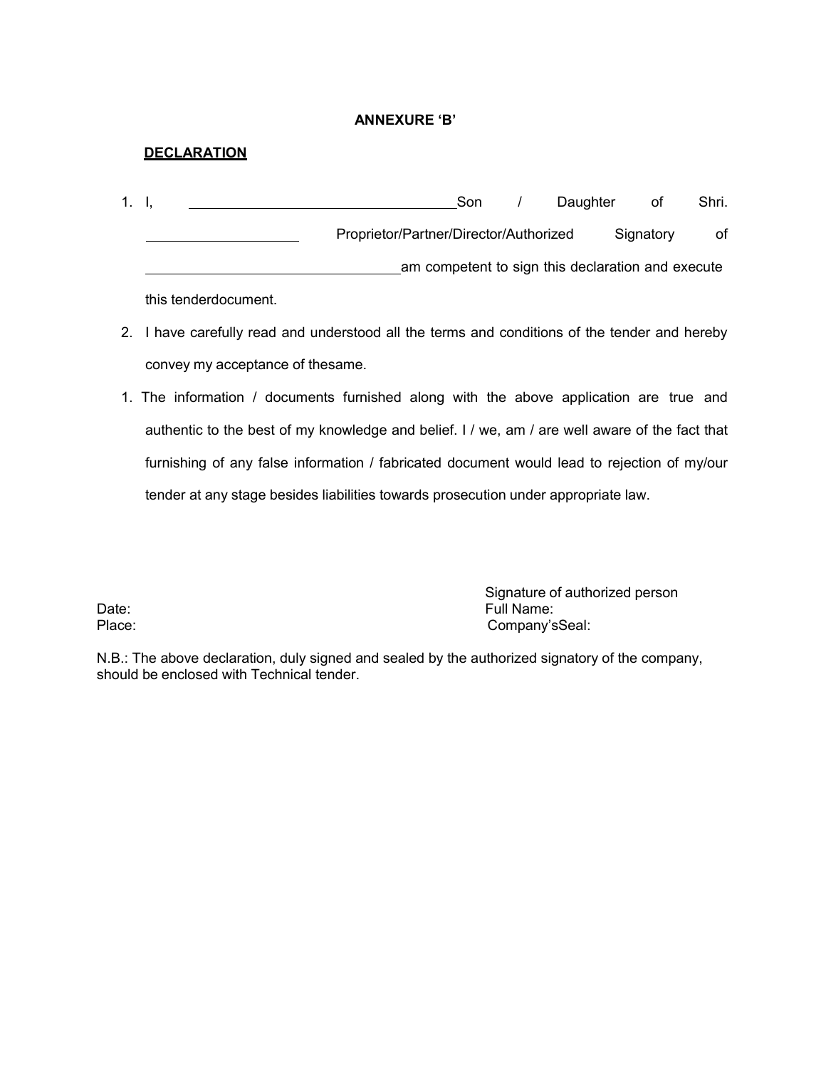**ANNEXURE 'B'**

**DECLARATION**

1. I, \_\_\_\_\_\_\_\_\_\_\_\_\_\_\_\_\_\_\_\_\_\_\_\_\_\_\_\_\_\_\_\_\_\_\_\_ Son / Daughter of Shri. \_\_\_\_\_\_\_\_\_\_\_\_\_\_\_\_\_\_\_\_ Proprietor/Partner/Director/Authorized Signatory of \_\_\_\_\_\_\_\_\_\_\_\_\_\_\_\_\_\_\_\_\_\_\_\_\_\_\_\_\_\_\_\_\_\_\_\_ am competent to sign this declaration and execute this tenderdocument.
2. I have carefully read and understood all the terms and conditions of the tender and hereby convey my acceptance of thesame.

1. The information / documents furnished along with the above application are true and authentic to the best of my knowledge and belief. I / we, am / are well aware of the fact that furnishing of any false information / fabricated document would lead to rejection of my/our tender at any stage besides liabilities towards prosecution under appropriate law.

Date:

Place:

Signature of authorized person

Full Name:

Company'sSeal:

N.B.: The above declaration, duly signed and sealed by the authorized signatory of the company, should be enclosed with Technical tender.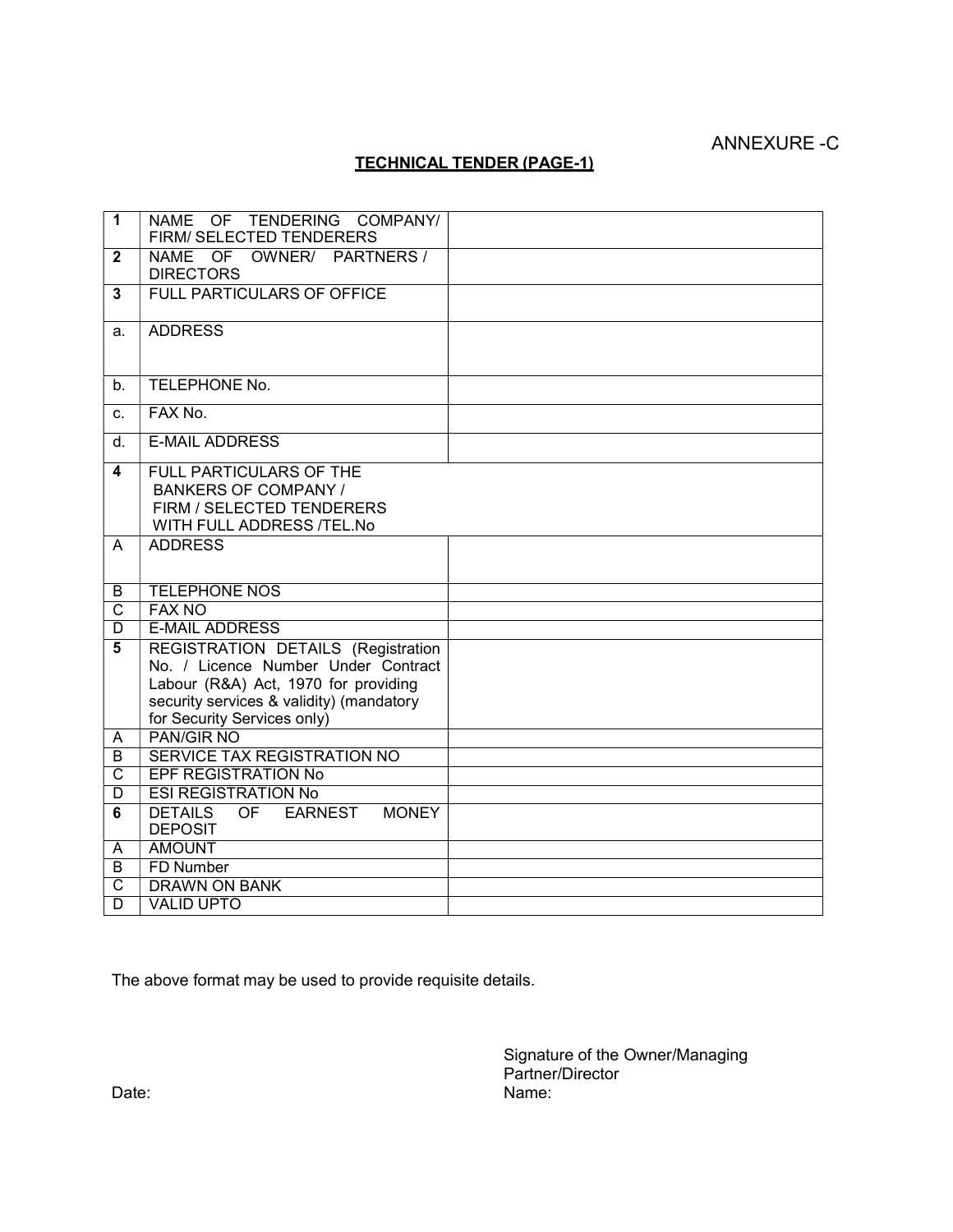ANNEXURE -C

## TECHNICAL TENDER (PAGE-1)

| | | |
|---|---|---|
| **1** | NAME OF TENDERING COMPANY/ FIRM/ SELECTED TENDERERS | |
| **2** | NAME OF OWNER/ PARTNERS / DIRECTORS | |
| **3** | FULL PARTICULARS OF OFFICE | |
| a. | ADDRESS | |
| b. | TELEPHONE No. | |
| c. | FAX No. | |
| d. | E-MAIL ADDRESS | |
| **4** | FULL PARTICULARS OF THE BANKERS OF COMPANY / FIRM / SELECTED TENDERERS WITH FULL ADDRESS /TEL.No | |
| A | ADDRESS | |
| B | TELEPHONE NOS | |
| C | FAX NO | |
| D | E-MAIL ADDRESS | |
| **5** | REGISTRATION DETAILS (Registration No. / Licence Number Under Contract Labour (R&A) Act, 1970 for providing security services & validity) (mandatory for Security Services only) | |
| A | PAN/GIR NO | |
| B | SERVICE TAX REGISTRATION NO | |
| C | EPF REGISTRATION No | |
| D | ESI REGISTRATION No | |
| **6** | DETAILS OF EARNEST MONEY DEPOSIT | |
| A | AMOUNT | |
| B | FD Number | |
| C | DRAWN ON BANK | |
| D | VALID UPTO | |

The above format may be used to provide requisite details.

Signature of the Owner/Managing Partner/Director

Date:

Name: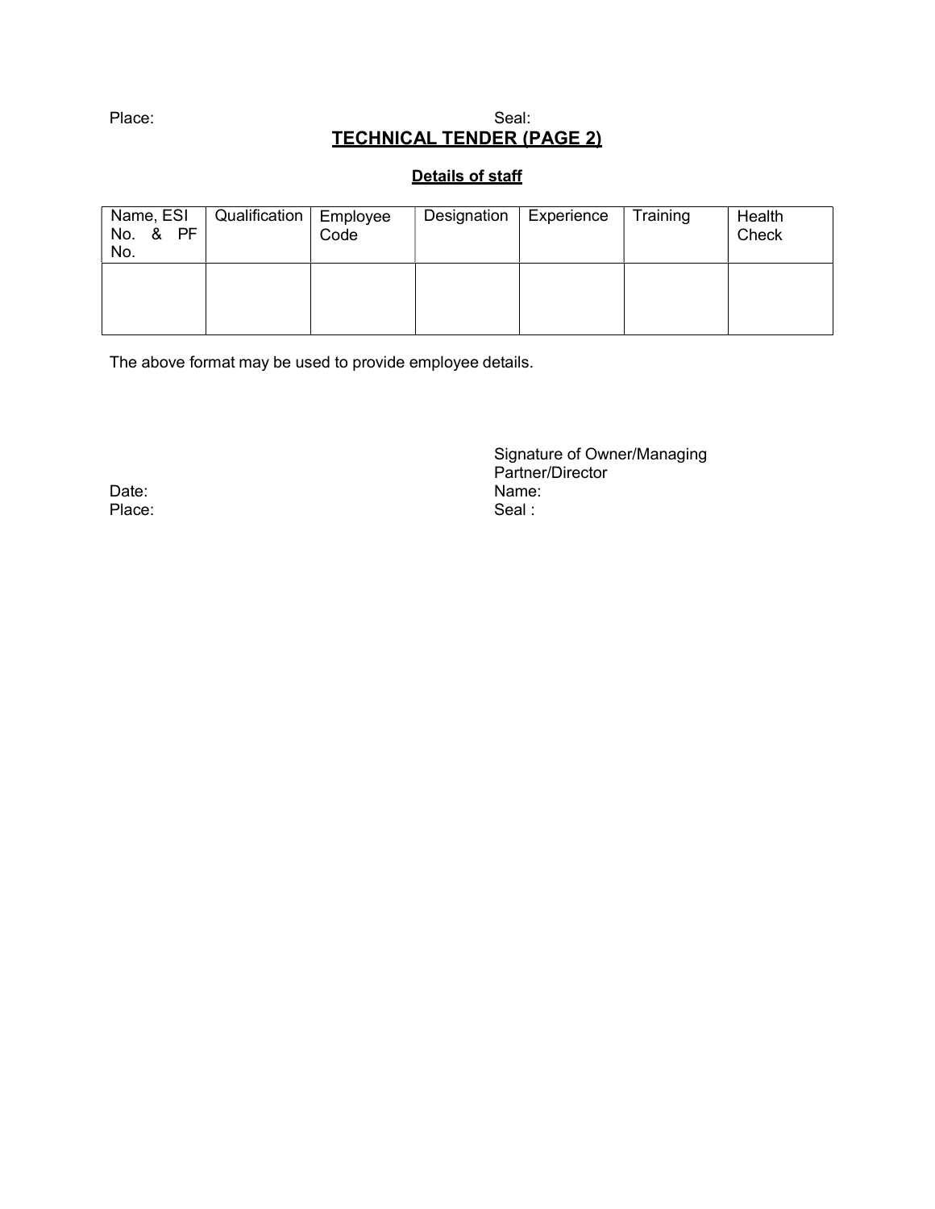Place: Seal:

## TECHNICAL TENDER (PAGE 2)

### Details of staff

| Name, ESI No. & PF No. | Qualification | Employee Code | Designation | Experience | Training | Health Check |
|---|---|---|---|---|---|---|
| | | | | | | |

The above format may be used to provide employee details.

Signature of Owner/Managing Partner/Director

Date:

Name:

Place:

Seal :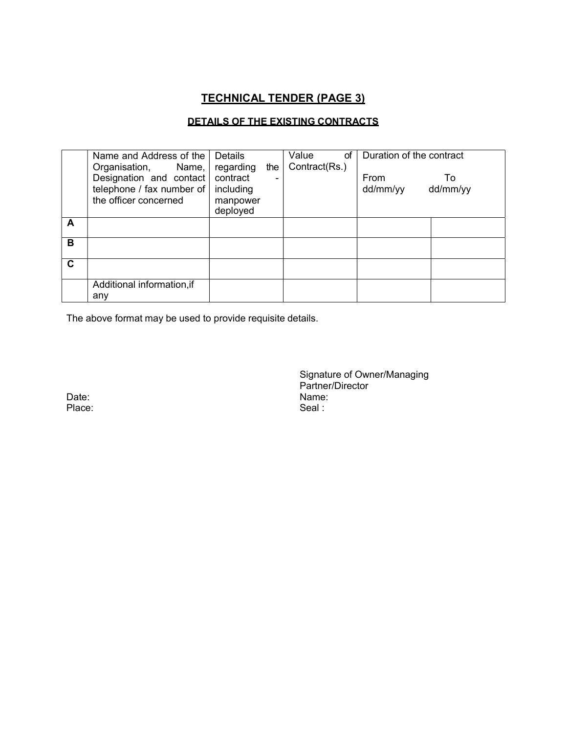## TECHNICAL TENDER (PAGE 3)

### DETAILS OF THE EXISTING CONTRACTS

| | Name and Address of the Organisation, Name, Designation and contact telephone / fax number of the officer concerned | Details regarding the contract - including manpower deployed | Value of Contract(Rs.) | Duration of the contract<br>From<br>dd/mm/yy | <br>To<br>dd/mm/yy |
|---|---|---|---|---|---|
| **A** | | | | | |
| **B** | | | | | |
| **C** | | | | | |
| | Additional information,if any | | | | |

The above format may be used to provide requisite details.

Date:
Place:

Signature of Owner/Managing Partner/Director
Name:
Seal :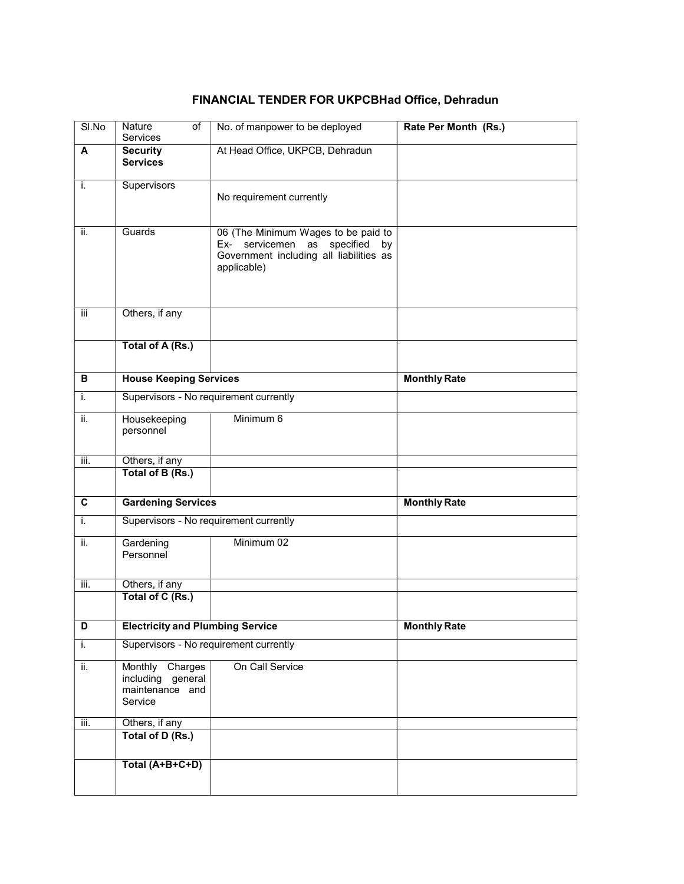# FINANCIAL TENDER FOR UKPCBHad Office, Dehradun

| Sl.No | Nature of Services | No. of manpower to be deployed | **Rate Per Month (Rs.)** |
|---|---|---|---|
| **A** | **Security Services** | At Head Office, UKPCB, Dehradun | |
| i. | Supervisors | No requirement currently | |
| ii. | Guards | 06 (The Minimum Wages to be paid to Ex- servicemen as specified by Government including all liabilities as applicable) | |
| iii | Others, if any | | |
| | **Total of A (Rs.)** | | |
| **B** | **House Keeping Services** | | **Monthly Rate** |
| i. | Supervisors - No requirement currently | | |
| ii. | Housekeeping personnel | Minimum 6 | |
| iii. | Others, if any | | |
| | **Total of B (Rs.)** | | |
| **C** | **Gardening Services** | | **Monthly Rate** |
| i. | Supervisors - No requirement currently | | |
| ii. | Gardening Personnel | Minimum 02 | |
| iii. | Others, if any | | |
| | **Total of C (Rs.)** | | |
| **D** | **Electricity and Plumbing Service** | | **Monthly Rate** |
| i. | Supervisors - No requirement currently | | |
| ii. | Monthly Charges including general maintenance and Service | On Call Service | |
| iii. | Others, if any | | |
| | **Total of D (Rs.)** | | |
| | **Total (A+B+C+D)** | | |